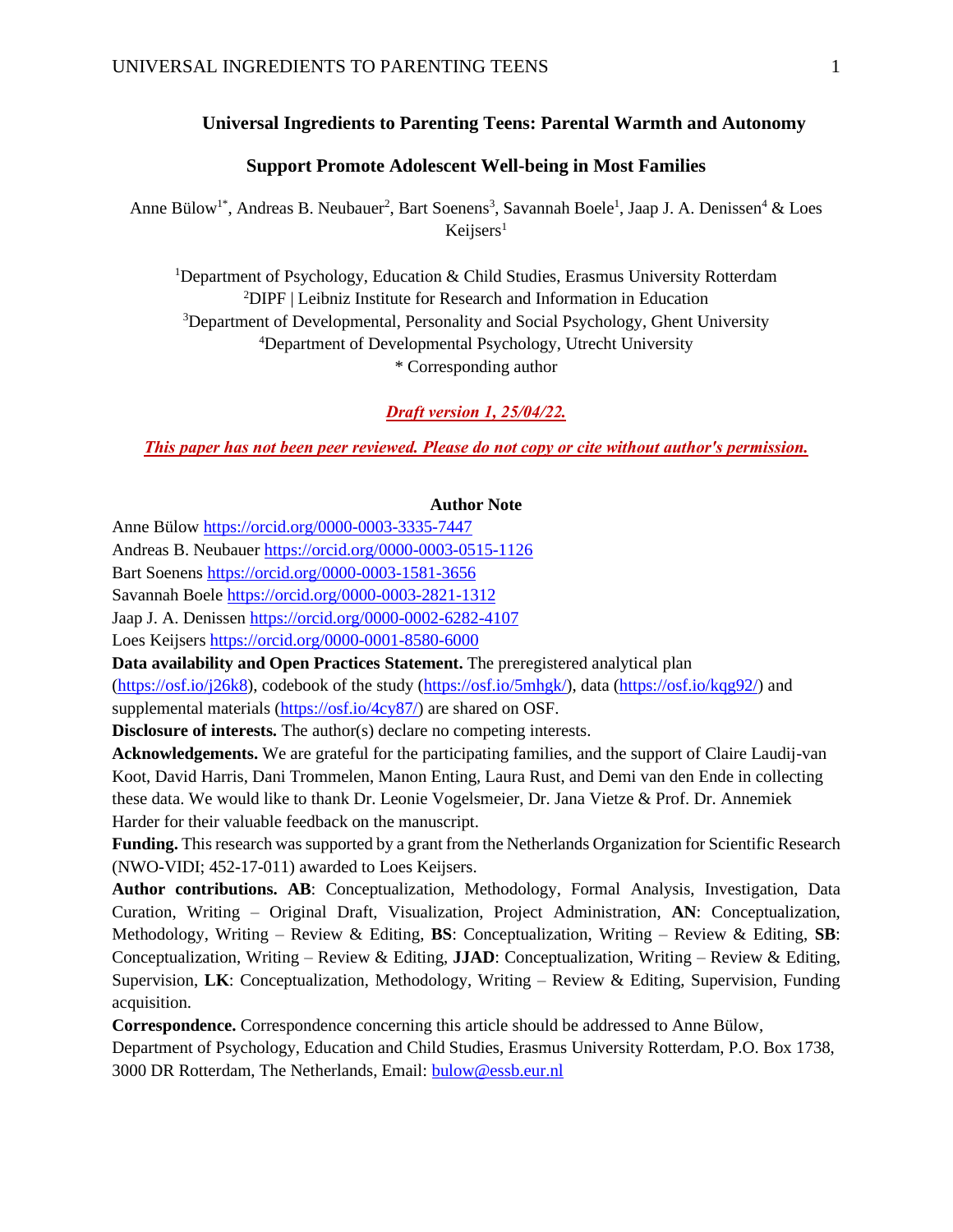# Universal Ingredients to Parenting Teens: Parental Warmth and Autonomy Support Promote Adolescent Well-being in Most Families

Anne Bülow[1*], Andreas B. Neubauer[2], Bart Soenens[3], Savannah Boele[1], Jaap J. A. Denissen[4] & Loes Keijsers[1]

[1]Department of Psychology, Education & Child Studies, Erasmus University Rotterdam
[2]DIPF | Leibniz Institute for Research and Information in Education
[3]Department of Developmental, Personality and Social Psychology, Ghent University
[4]Department of Developmental Psychology, Utrecht University
* Corresponding author

***Draft version 1, 25/04/22.***

***This paper has not been peer reviewed. Please do not copy or cite without author's permission.***

**Author Note**

Anne Bülow https://orcid.org/0000-0003-3335-7447
Andreas B. Neubauer https://orcid.org/0000-0003-0515-1126
Bart Soenens https://orcid.org/0000-0003-1581-3656
Savannah Boele https://orcid.org/0000-0003-2821-1312
Jaap J. A. Denissen https://orcid.org/0000-0002-6282-4107
Loes Keijsers https://orcid.org/0000-0001-8580-6000

**Data availability and Open Practices Statement.** The preregistered analytical plan (https://osf.io/j26k8), codebook of the study (https://osf.io/5mhgk/), data (https://osf.io/kqg92/) and supplemental materials (https://osf.io/4cy87/) are shared on OSF.

**Disclosure of interests.** The author(s) declare no competing interests.

**Acknowledgements.** We are grateful for the participating families, and the support of Claire Laudij-van Koot, David Harris, Dani Trommelen, Manon Enting, Laura Rust, and Demi van den Ende in collecting these data. We would like to thank Dr. Leonie Vogelsmeier, Dr. Jana Vietze & Prof. Dr. Annemiek Harder for their valuable feedback on the manuscript.

**Funding.** This research was supported by a grant from the Netherlands Organization for Scientific Research (NWO-VIDI; 452-17-011) awarded to Loes Keijsers.

**Author contributions. AB**: Conceptualization, Methodology, Formal Analysis, Investigation, Data Curation, Writing – Original Draft, Visualization, Project Administration, **AN**: Conceptualization, Methodology, Writing – Review & Editing, **BS**: Conceptualization, Writing – Review & Editing, **SB**: Conceptualization, Writing – Review & Editing, **JJAD**: Conceptualization, Writing – Review & Editing, Supervision, **LK**: Conceptualization, Methodology, Writing – Review & Editing, Supervision, Funding acquisition.

**Correspondence.** Correspondence concerning this article should be addressed to Anne Bülow, Department of Psychology, Education and Child Studies, Erasmus University Rotterdam, P.O. Box 1738, 3000 DR Rotterdam, The Netherlands, Email: bulow@essb.eur.nl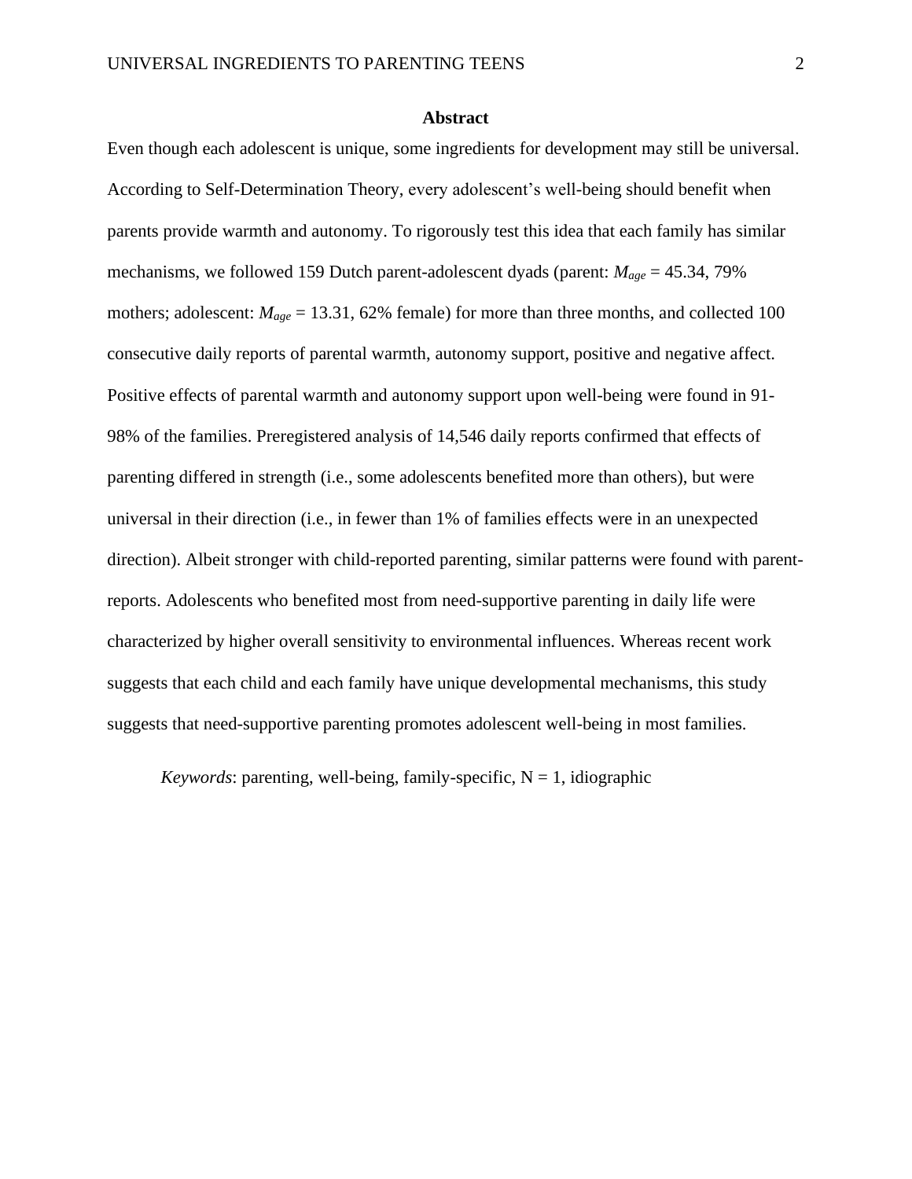## Abstract

Even though each adolescent is unique, some ingredients for development may still be universal. According to Self-Determination Theory, every adolescent's well-being should benefit when parents provide warmth and autonomy. To rigorously test this idea that each family has similar mechanisms, we followed 159 Dutch parent-adolescent dyads (parent: $M_{age}$ = 45.34, 79% mothers; adolescent: $M_{age}$ = 13.31, 62% female) for more than three months, and collected 100 consecutive daily reports of parental warmth, autonomy support, positive and negative affect. Positive effects of parental warmth and autonomy support upon well-being were found in 91-98% of the families. Preregistered analysis of 14,546 daily reports confirmed that effects of parenting differed in strength (i.e., some adolescents benefited more than others), but were universal in their direction (i.e., in fewer than 1% of families effects were in an unexpected direction). Albeit stronger with child-reported parenting, similar patterns were found with parent-reports. Adolescents who benefited most from need-supportive parenting in daily life were characterized by higher overall sensitivity to environmental influences. Whereas recent work suggests that each child and each family have unique developmental mechanisms, this study suggests that need-supportive parenting promotes adolescent well-being in most families.

*Keywords*: parenting, well-being, family-specific, N = 1, idiographic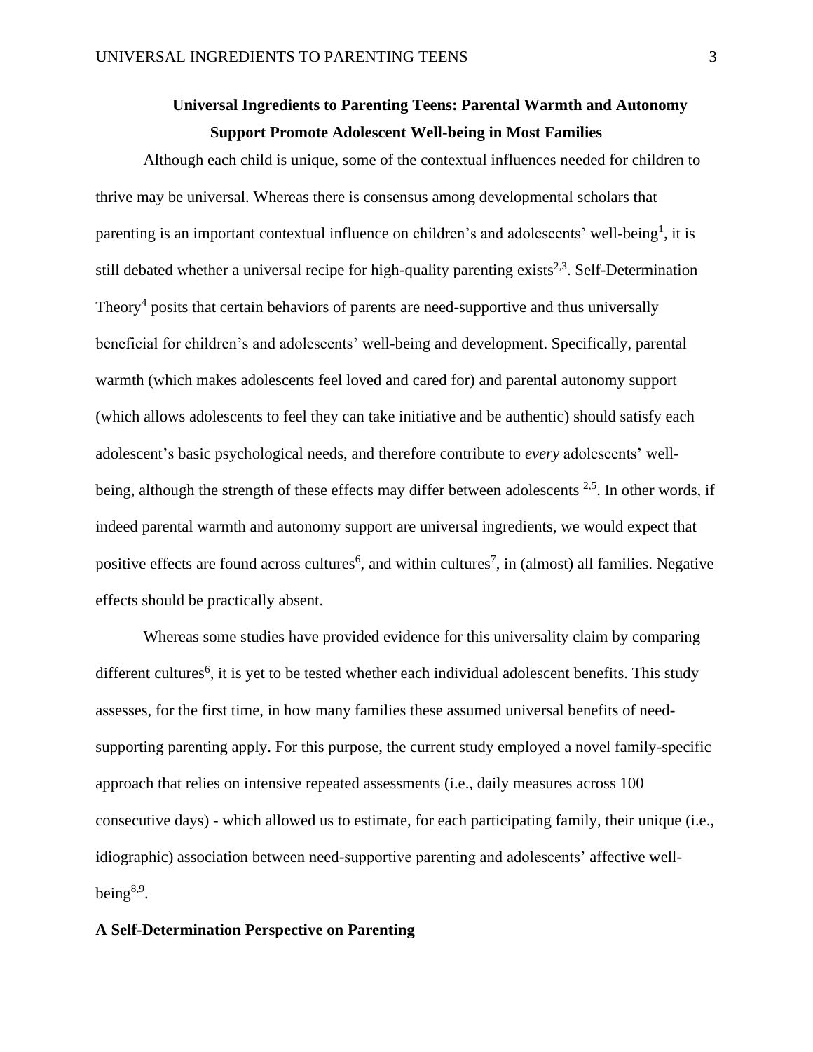# Universal Ingredients to Parenting Teens: Parental Warmth and Autonomy Support Promote Adolescent Well-being in Most Families

Although each child is unique, some of the contextual influences needed for children to thrive may be universal. Whereas there is consensus among developmental scholars that parenting is an important contextual influence on children's and adolescents' well-being[1], it is still debated whether a universal recipe for high-quality parenting exists[2,3]. Self-Determination Theory[4] posits that certain behaviors of parents are need-supportive and thus universally beneficial for children's and adolescents' well-being and development. Specifically, parental warmth (which makes adolescents feel loved and cared for) and parental autonomy support (which allows adolescents to feel they can take initiative and be authentic) should satisfy each adolescent's basic psychological needs, and therefore contribute to *every* adolescents' well-being, although the strength of these effects may differ between adolescents [2,5]. In other words, if indeed parental warmth and autonomy support are universal ingredients, we would expect that positive effects are found across cultures[6], and within cultures[7], in (almost) all families. Negative effects should be practically absent.

Whereas some studies have provided evidence for this universality claim by comparing different cultures[6], it is yet to be tested whether each individual adolescent benefits. This study assesses, for the first time, in how many families these assumed universal benefits of need-supporting parenting apply. For this purpose, the current study employed a novel family-specific approach that relies on intensive repeated assessments (i.e., daily measures across 100 consecutive days) - which allowed us to estimate, for each participating family, their unique (i.e., idiographic) association between need-supportive parenting and adolescents' affective well-being[8,9].

## A Self-Determination Perspective on Parenting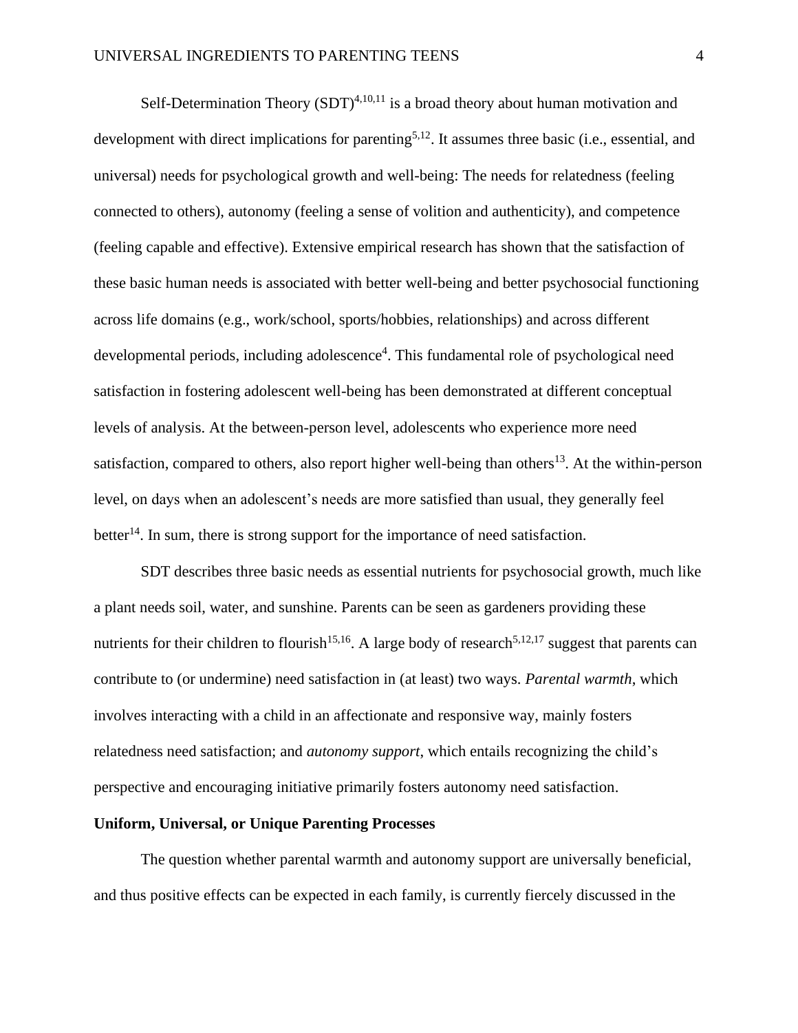Self-Determination Theory (SDT)[4,10,11] is a broad theory about human motivation and development with direct implications for parenting[5,12]. It assumes three basic (i.e., essential, and universal) needs for psychological growth and well-being: The needs for relatedness (feeling connected to others), autonomy (feeling a sense of volition and authenticity), and competence (feeling capable and effective). Extensive empirical research has shown that the satisfaction of these basic human needs is associated with better well-being and better psychosocial functioning across life domains (e.g., work/school, sports/hobbies, relationships) and across different developmental periods, including adolescence[4]. This fundamental role of psychological need satisfaction in fostering adolescent well-being has been demonstrated at different conceptual levels of analysis. At the between-person level, adolescents who experience more need satisfaction, compared to others, also report higher well-being than others[13]. At the within-person level, on days when an adolescent's needs are more satisfied than usual, they generally feel better[14]. In sum, there is strong support for the importance of need satisfaction.

SDT describes three basic needs as essential nutrients for psychosocial growth, much like a plant needs soil, water, and sunshine. Parents can be seen as gardeners providing these nutrients for their children to flourish[15,16]. A large body of research[5,12,17] suggest that parents can contribute to (or undermine) need satisfaction in (at least) two ways. *Parental warmth*, which involves interacting with a child in an affectionate and responsive way, mainly fosters relatedness need satisfaction; and *autonomy support*, which entails recognizing the child's perspective and encouraging initiative primarily fosters autonomy need satisfaction.

## Uniform, Universal, or Unique Parenting Processes

The question whether parental warmth and autonomy support are universally beneficial, and thus positive effects can be expected in each family, is currently fiercely discussed in the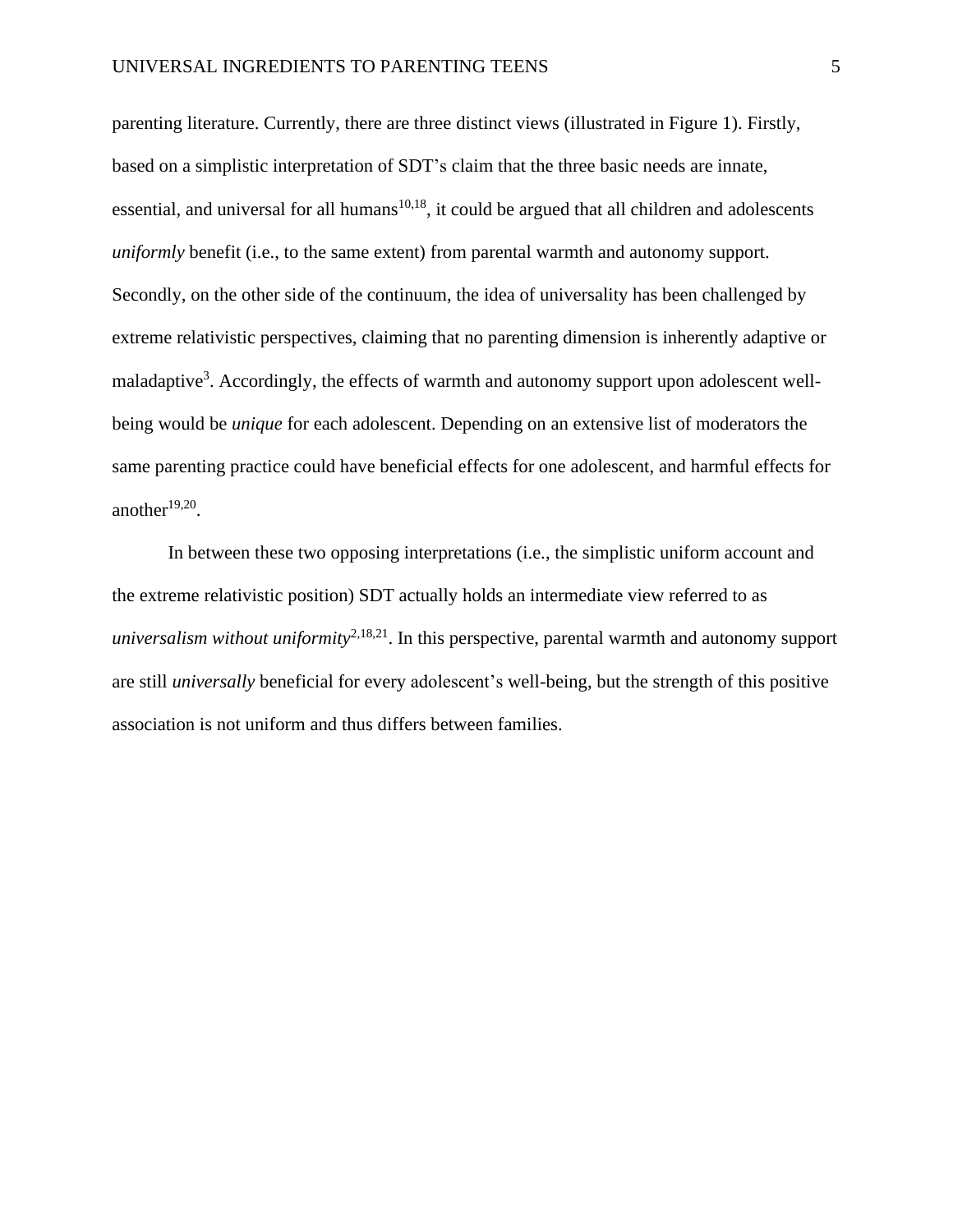parenting literature. Currently, there are three distinct views (illustrated in Figure 1). Firstly, based on a simplistic interpretation of SDT's claim that the three basic needs are innate, essential, and universal for all humans[10,18], it could be argued that all children and adolescents *uniformly* benefit (i.e., to the same extent) from parental warmth and autonomy support. Secondly, on the other side of the continuum, the idea of universality has been challenged by extreme relativistic perspectives, claiming that no parenting dimension is inherently adaptive or maladaptive[3]. Accordingly, the effects of warmth and autonomy support upon adolescent well-being would be *unique* for each adolescent. Depending on an extensive list of moderators the same parenting practice could have beneficial effects for one adolescent, and harmful effects for another[19,20].

In between these two opposing interpretations (i.e., the simplistic uniform account and the extreme relativistic position) SDT actually holds an intermediate view referred to as *universalism without uniformity*[2,18,21]. In this perspective, parental warmth and autonomy support are still *universally* beneficial for every adolescent's well-being, but the strength of this positive association is not uniform and thus differs between families.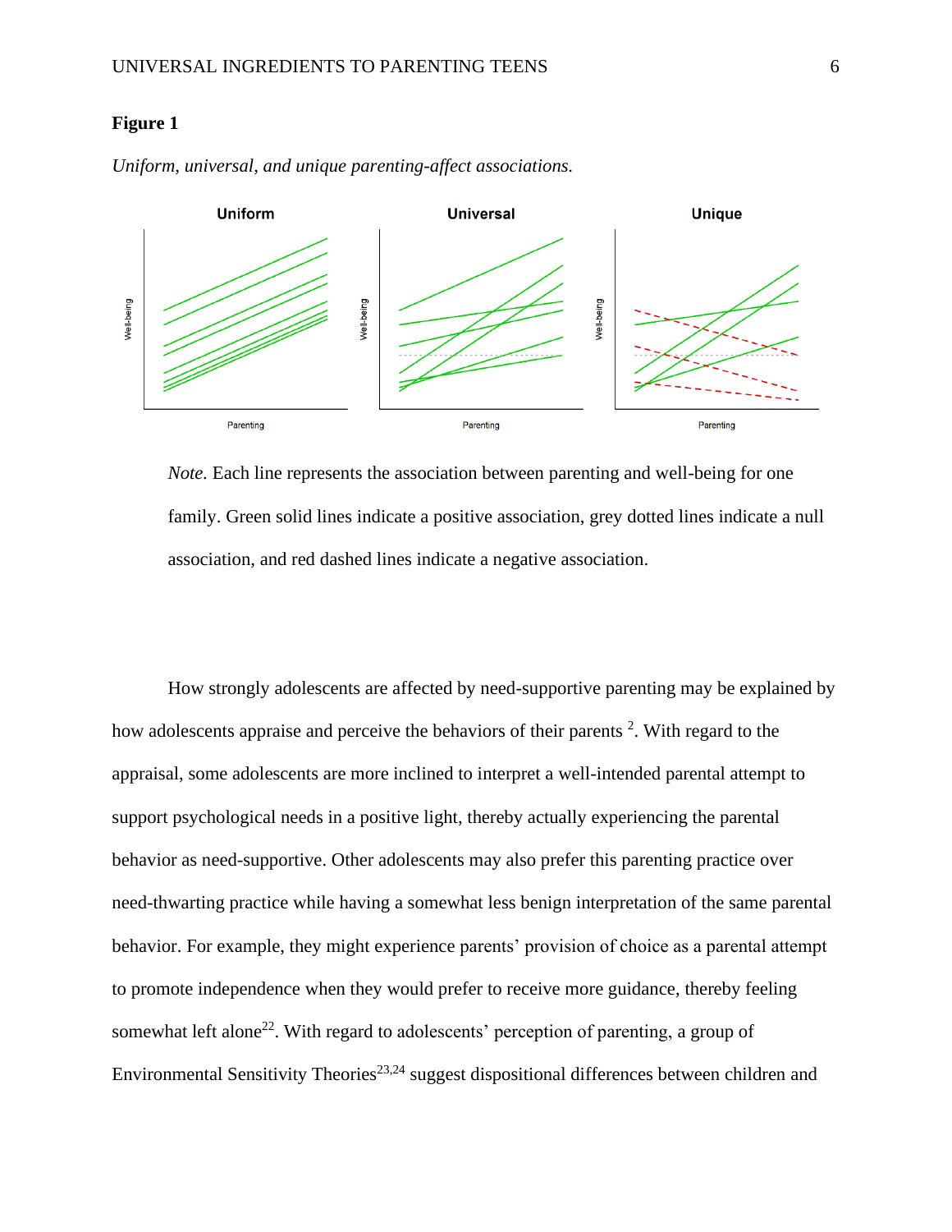**Figure 1**

*Uniform, universal, and unique parenting-affect associations.*

*Note.* Each line represents the association between parenting and well-being for one family. Green solid lines indicate a positive association, grey dotted lines indicate a null association, and red dashed lines indicate a negative association.

How strongly adolescents are affected by need-supportive parenting may be explained by how adolescents appraise and perceive the behaviors of their parents [2]. With regard to the appraisal, some adolescents are more inclined to interpret a well-intended parental attempt to support psychological needs in a positive light, thereby actually experiencing the parental behavior as need-supportive. Other adolescents may also prefer this parenting practice over need-thwarting practice while having a somewhat less benign interpretation of the same parental behavior. For example, they might experience parents' provision of choice as a parental attempt to promote independence when they would prefer to receive more guidance, thereby feeling somewhat left alone[22]. With regard to adolescents' perception of parenting, a group of Environmental Sensitivity Theories[23,24] suggest dispositional differences between children and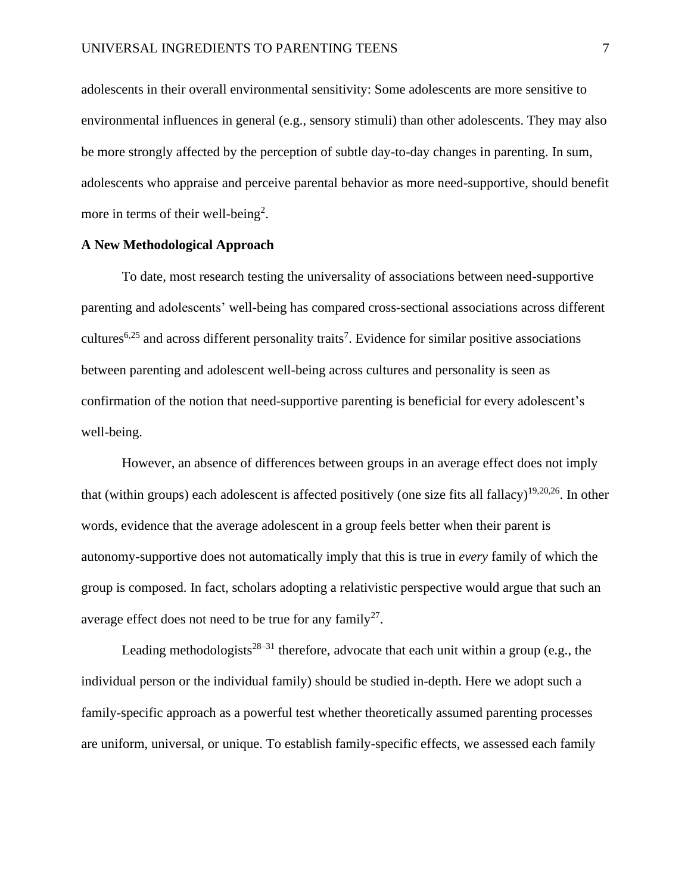adolescents in their overall environmental sensitivity: Some adolescents are more sensitive to environmental influences in general (e.g., sensory stimuli) than other adolescents. They may also be more strongly affected by the perception of subtle day-to-day changes in parenting. In sum, adolescents who appraise and perceive parental behavior as more need-supportive, should benefit more in terms of their well-being[2].

**A New Methodological Approach**

To date, most research testing the universality of associations between need-supportive parenting and adolescents' well-being has compared cross-sectional associations across different cultures[6,25] and across different personality traits[7]. Evidence for similar positive associations between parenting and adolescent well-being across cultures and personality is seen as confirmation of the notion that need-supportive parenting is beneficial for every adolescent's well-being.

However, an absence of differences between groups in an average effect does not imply that (within groups) each adolescent is affected positively (one size fits all fallacy)[19,20,26]. In other words, evidence that the average adolescent in a group feels better when their parent is autonomy-supportive does not automatically imply that this is true in *every* family of which the group is composed. In fact, scholars adopting a relativistic perspective would argue that such an average effect does not need to be true for any family[27].

Leading methodologists[28–31] therefore, advocate that each unit within a group (e.g., the individual person or the individual family) should be studied in-depth. Here we adopt such a family-specific approach as a powerful test whether theoretically assumed parenting processes are uniform, universal, or unique. To establish family-specific effects, we assessed each family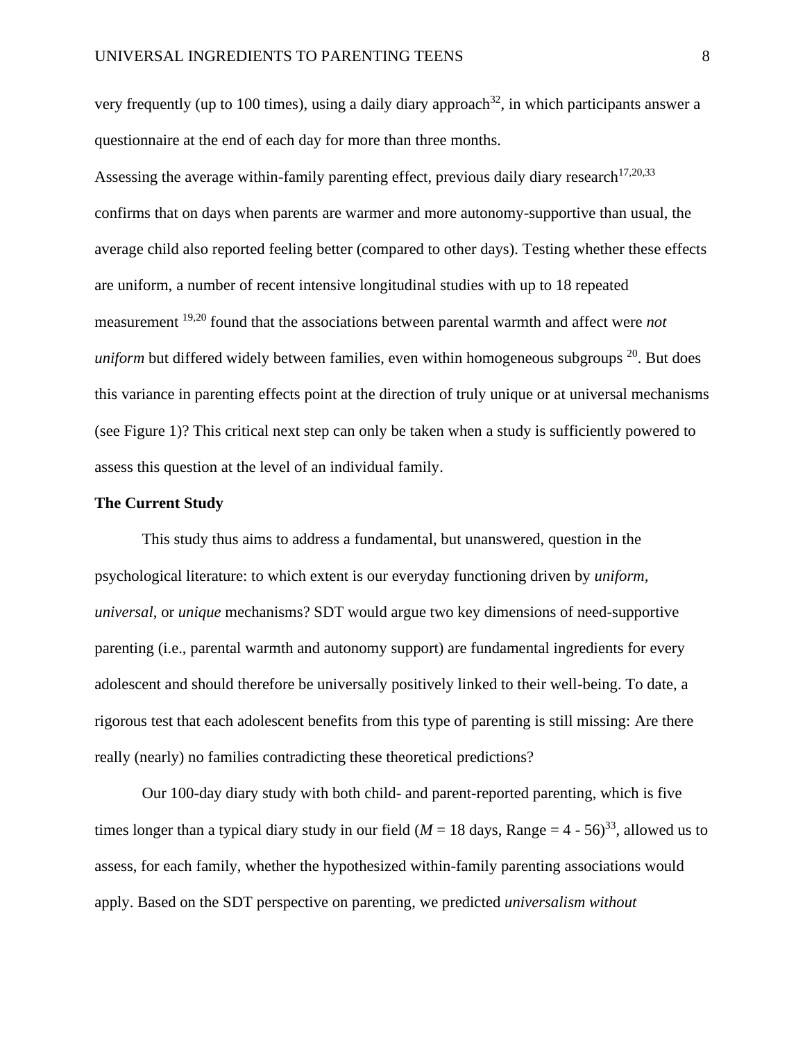very frequently (up to 100 times), using a daily diary approach[32], in which participants answer a questionnaire at the end of each day for more than three months.

Assessing the average within-family parenting effect, previous daily diary research[17,20,33] confirms that on days when parents are warmer and more autonomy-supportive than usual, the average child also reported feeling better (compared to other days). Testing whether these effects are uniform, a number of recent intensive longitudinal studies with up to 18 repeated measurement [19,20] found that the associations between parental warmth and affect were *not uniform* but differed widely between families, even within homogeneous subgroups [20]. But does this variance in parenting effects point at the direction of truly unique or at universal mechanisms (see Figure 1)? This critical next step can only be taken when a study is sufficiently powered to assess this question at the level of an individual family.

**The Current Study**

This study thus aims to address a fundamental, but unanswered, question in the psychological literature: to which extent is our everyday functioning driven by *uniform, universal*, or *unique* mechanisms? SDT would argue two key dimensions of need-supportive parenting (i.e., parental warmth and autonomy support) are fundamental ingredients for every adolescent and should therefore be universally positively linked to their well-being. To date, a rigorous test that each adolescent benefits from this type of parenting is still missing: Are there really (nearly) no families contradicting these theoretical predictions?

Our 100-day diary study with both child- and parent-reported parenting, which is five times longer than a typical diary study in our field ($M$ = 18 days, Range = 4 - 56)[33], allowed us to assess, for each family, whether the hypothesized within-family parenting associations would apply. Based on the SDT perspective on parenting, we predicted *universalism without*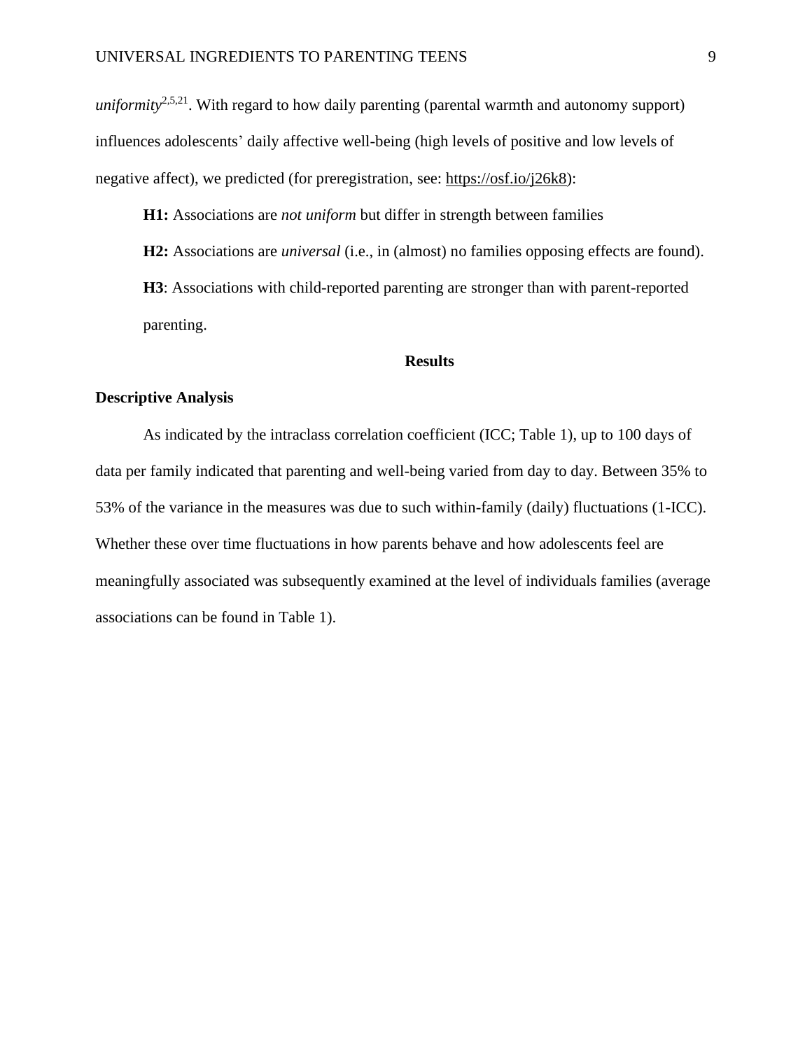*uniformity*[2,5,21]. With regard to how daily parenting (parental warmth and autonomy support) influences adolescents' daily affective well-being (high levels of positive and low levels of negative affect), we predicted (for preregistration, see: https://osf.io/j26k8):

**H1:** Associations are *not uniform* but differ in strength between families

**H2:** Associations are *universal* (i.e., in (almost) no families opposing effects are found).

**H3**: Associations with child-reported parenting are stronger than with parent-reported parenting.

## Results

### Descriptive Analysis

As indicated by the intraclass correlation coefficient (ICC; Table 1), up to 100 days of data per family indicated that parenting and well-being varied from day to day. Between 35% to 53% of the variance in the measures was due to such within-family (daily) fluctuations (1-ICC). Whether these over time fluctuations in how parents behave and how adolescents feel are meaningfully associated was subsequently examined at the level of individuals families (average associations can be found in Table 1).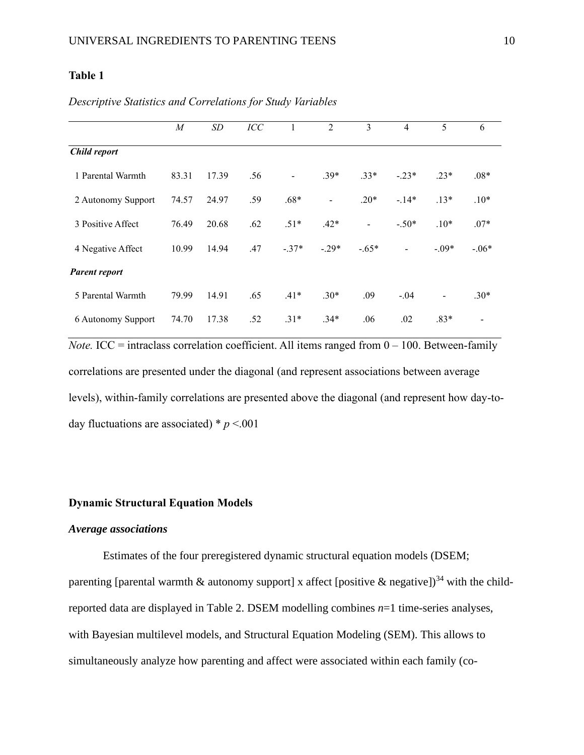**Table 1**

*Descriptive Statistics and Correlations for Study Variables*

| | *M* | *SD* | *ICC* | 1 | 2 | 3 | 4 | 5 | 6 |
|---|---|---|---|---|---|---|---|---|---|
| ***Child report*** | | | | | | | | | |
| 1 Parental Warmth | 83.31 | 17.39 | .56 | - | .39* | .33* | -.23* | .23* | .08* |
| 2 Autonomy Support | 74.57 | 24.97 | .59 | .68* | - | .20* | -.14* | .13* | .10* |
| 3 Positive Affect | 76.49 | 20.68 | .62 | .51* | .42* | - | -.50* | .10* | .07* |
| 4 Negative Affect | 10.99 | 14.94 | .47 | -.37* | -.29* | -.65* | - | -.09* | -.06* |
| ***Parent report*** | | | | | | | | | |
| 5 Parental Warmth | 79.99 | 14.91 | .65 | .41* | .30* | .09 | -.04 | - | .30* |
| 6 Autonomy Support | 74.70 | 17.38 | .52 | .31* | .34* | .06 | .02 | .83* | - |

*Note.* ICC = intraclass correlation coefficient. All items ranged from 0 – 100. Between-family correlations are presented under the diagonal (and represent associations between average levels), within-family correlations are presented above the diagonal (and represent how day-to-day fluctuations are associated) * $p$ <.001

## Dynamic Structural Equation Models

### *Average associations*

Estimates of the four preregistered dynamic structural equation models (DSEM; parenting [parental warmth & autonomy support] x affect [positive & negative])[34] with the child-reported data are displayed in Table 2. DSEM modelling combines $n$=1 time-series analyses, with Bayesian multilevel models, and Structural Equation Modeling (SEM). This allows to simultaneously analyze how parenting and affect were associated within each family (co-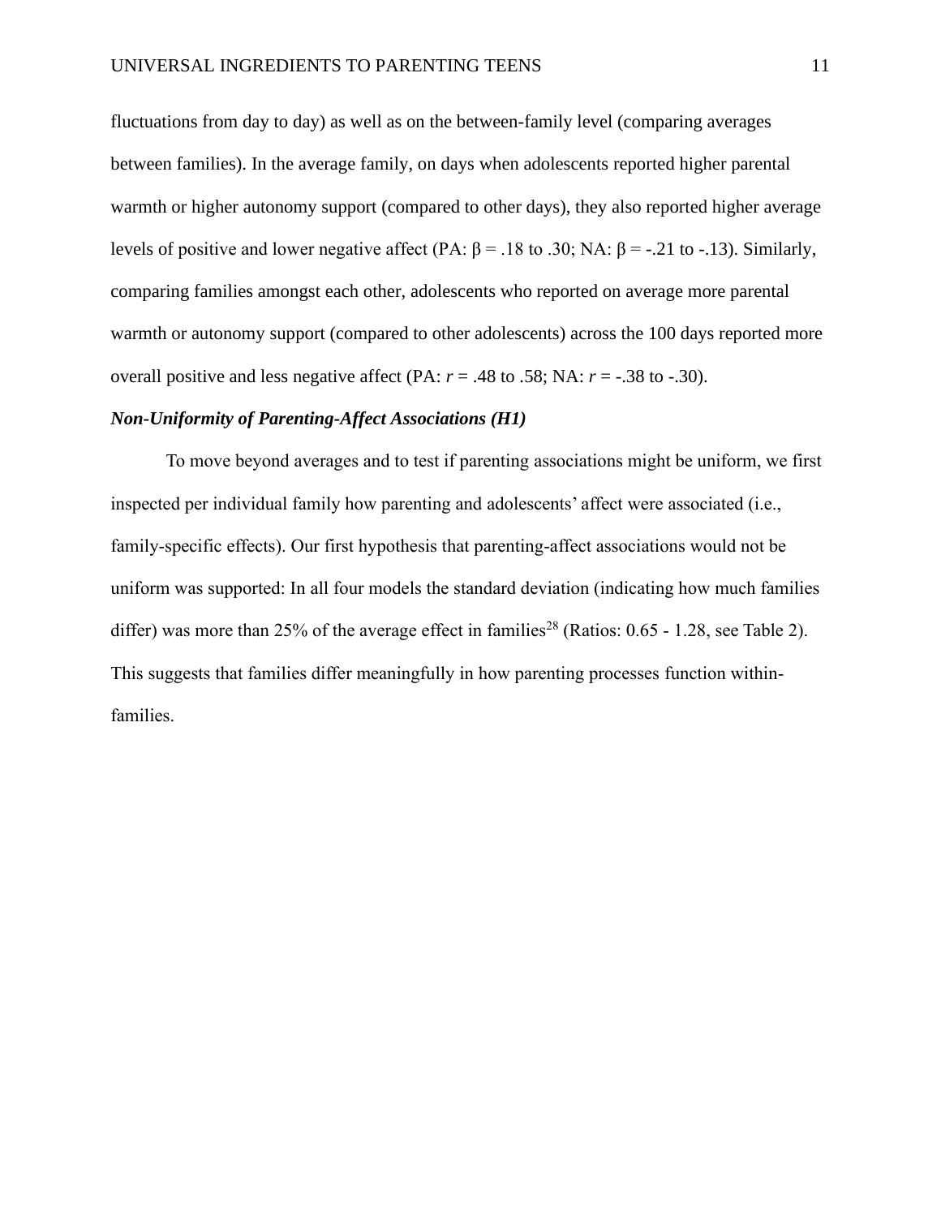fluctuations from day to day) as well as on the between-family level (comparing averages between families). In the average family, on days when adolescents reported higher parental warmth or higher autonomy support (compared to other days), they also reported higher average levels of positive and lower negative affect (PA: $\beta = .18$ to $.30$; NA: $\beta = -.21$ to $-.13$). Similarly, comparing families amongst each other, adolescents who reported on average more parental warmth or autonomy support (compared to other adolescents) across the 100 days reported more overall positive and less negative affect (PA: $r = .48$ to $.58$; NA: $r = -.38$ to $-.30$).

***Non-Uniformity of Parenting-Affect Associations (H1)***

To move beyond averages and to test if parenting associations might be uniform, we first inspected per individual family how parenting and adolescents' affect were associated (i.e., family-specific effects). Our first hypothesis that parenting-affect associations would not be uniform was supported: In all four models the standard deviation (indicating how much families differ) was more than 25% of the average effect in families[28] (Ratios: 0.65 - 1.28, see Table 2). This suggests that families differ meaningfully in how parenting processes function within-families.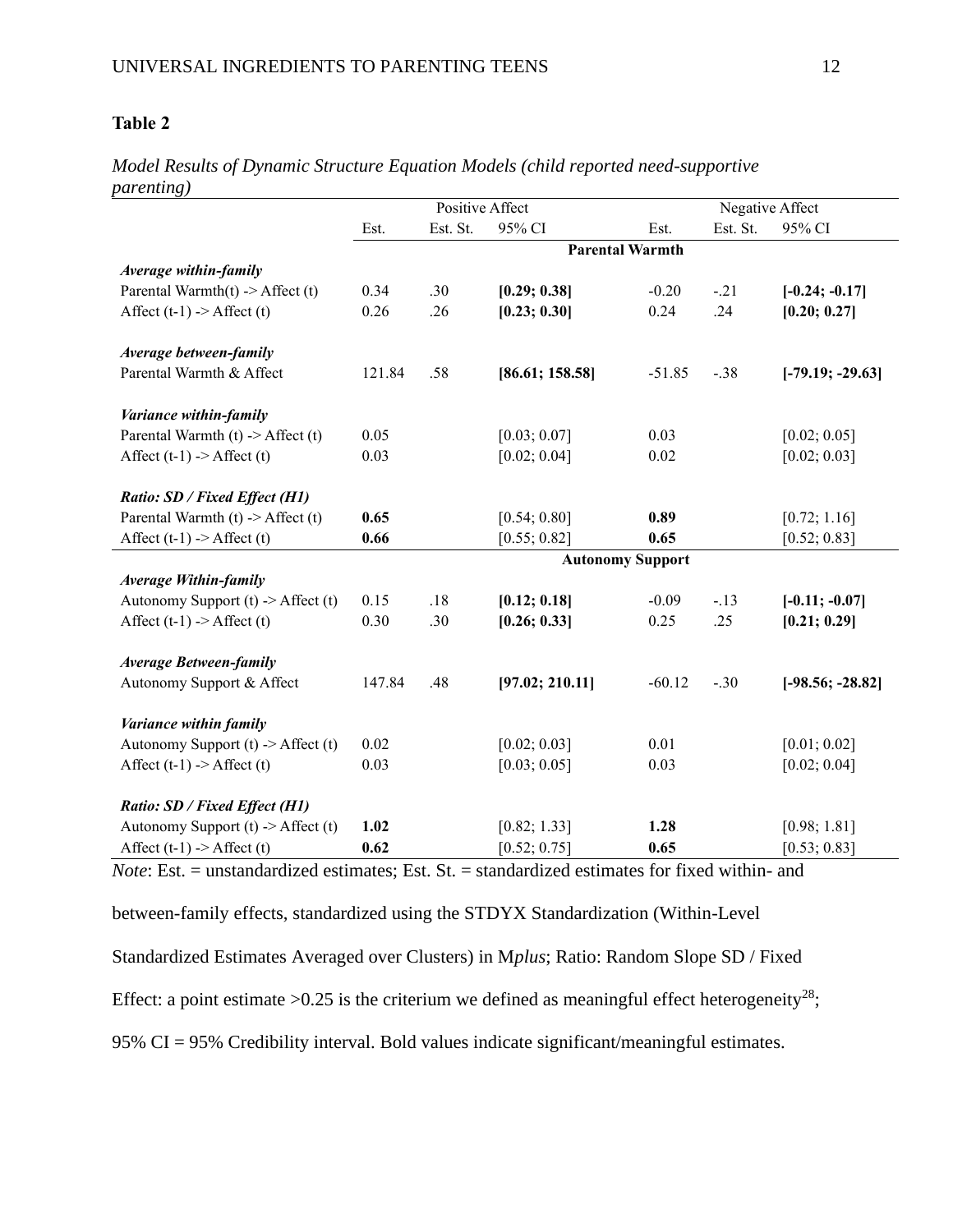**Table 2**

*Model Results of Dynamic Structure Equation Models (child reported need-supportive parenting)*

| | Positive Affect | | | Negative Affect | | |
|---|---|---|---|---|---|---|
| | Est. | Est. St. | 95% CI | Est. | Est. St. | 95% CI |
| | | | **Parental Warmth** | | | |
| ***Average within-family*** | | | | | | |
| Parental Warmth(t) -> Affect (t) | 0.34 | .30 | **[0.29; 0.38]** | -0.20 | -.21 | **[-0.24; -0.17]** |
| Affect (t-1) -> Affect (t) | 0.26 | .26 | **[0.23; 0.30]** | 0.24 | .24 | **[0.20; 0.27]** |
| ***Average between-family*** | | | | | | |
| Parental Warmth & Affect | 121.84 | .58 | **[86.61; 158.58]** | -51.85 | -.38 | **[-79.19; -29.63]** |
| ***Variance within-family*** | | | | | | |
| Parental Warmth (t) -> Affect (t) | 0.05 | | [0.03; 0.07] | 0.03 | | [0.02; 0.05] |
| Affect (t-1) -> Affect (t) | 0.03 | | [0.02; 0.04] | 0.02 | | [0.02; 0.03] |
| ***Ratio: SD / Fixed Effect (H1)*** | | | | | | |
| Parental Warmth (t) -> Affect (t) | **0.65** | | [0.54; 0.80] | **0.89** | | [0.72; 1.16] |
| Affect (t-1) -> Affect (t) | **0.66** | | [0.55; 0.82] | **0.65** | | [0.52; 0.83] |
| | | | **Autonomy Support** | | | |
| ***Average Within-family*** | | | | | | |
| Autonomy Support (t) -> Affect (t) | 0.15 | .18 | **[0.12; 0.18]** | -0.09 | -.13 | **[-0.11; -0.07]** |
| Affect (t-1) -> Affect (t) | 0.30 | .30 | **[0.26; 0.33]** | 0.25 | .25 | **[0.21; 0.29]** |
| ***Average Between-family*** | | | | | | |
| Autonomy Support & Affect | 147.84 | .48 | **[97.02; 210.11]** | -60.12 | -.30 | **[-98.56; -28.82]** |
| ***Variance within family*** | | | | | | |
| Autonomy Support (t) -> Affect (t) | 0.02 | | [0.02; 0.03] | 0.01 | | [0.01; 0.02] |
| Affect (t-1) -> Affect (t) | 0.03 | | [0.03; 0.05] | 0.03 | | [0.02; 0.04] |
| ***Ratio: SD / Fixed Effect (H1)*** | | | | | | |
| Autonomy Support (t) -> Affect (t) | **1.02** | | [0.82; 1.33] | **1.28** | | [0.98; 1.81] |
| Affect (t-1) -> Affect (t) | **0.62** | | [0.52; 0.75] | **0.65** | | [0.53; 0.83] |

*Note*: Est. = unstandardized estimates; Est. St. = standardized estimates for fixed within- and between-family effects, standardized using the STDYX Standardization (Within-Level Standardized Estimates Averaged over Clusters) in M*plus*; Ratio: Random Slope SD / Fixed Effect: a point estimate >0.25 is the criterium we defined as meaningful effect heterogeneity[28]; 95% CI = 95% Credibility interval. Bold values indicate significant/meaningful estimates.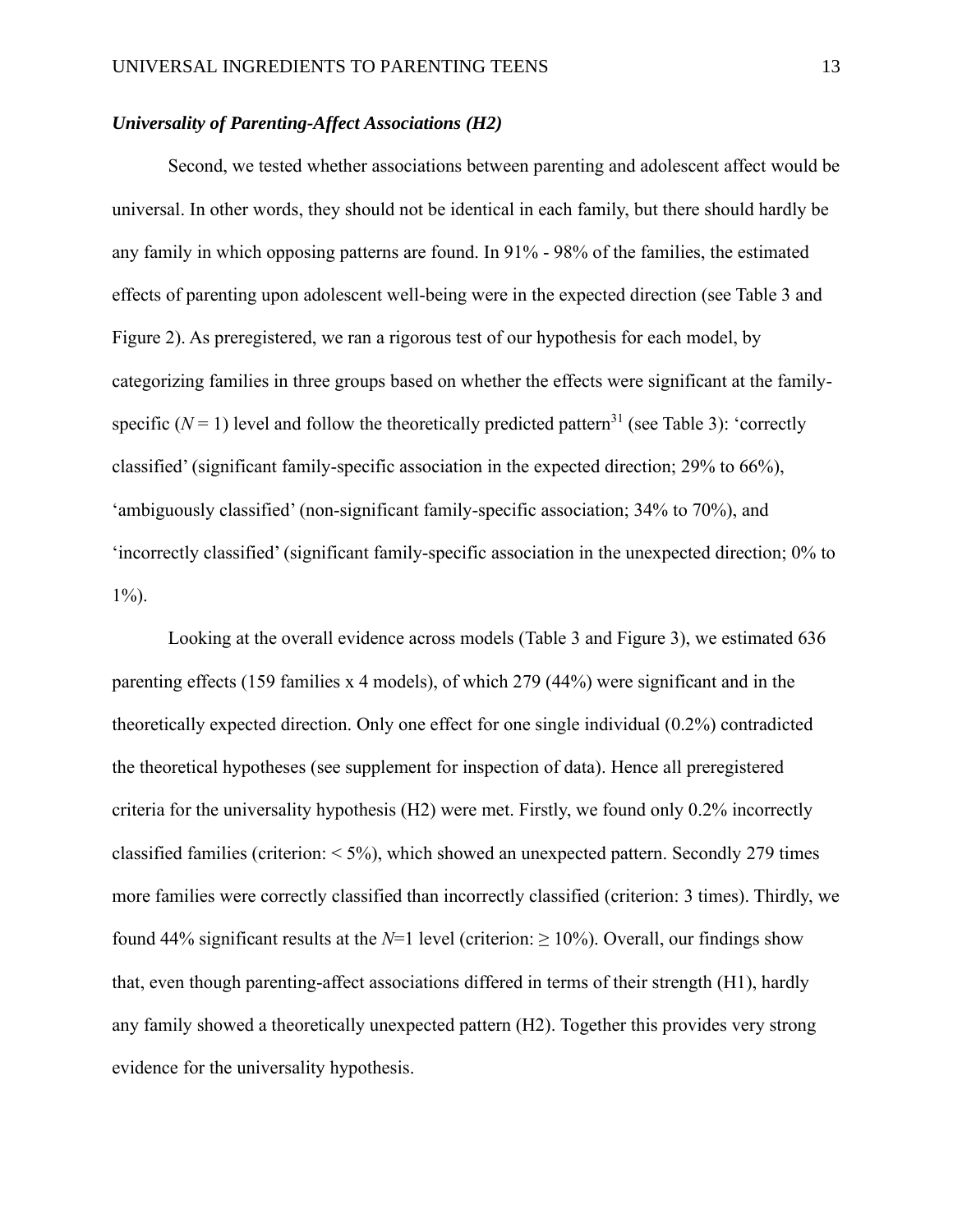### ***Universality of Parenting-Affect Associations (H2)***

Second, we tested whether associations between parenting and adolescent affect would be universal. In other words, they should not be identical in each family, but there should hardly be any family in which opposing patterns are found. In 91% - 98% of the families, the estimated effects of parenting upon adolescent well-being were in the expected direction (see Table 3 and Figure 2). As preregistered, we ran a rigorous test of our hypothesis for each model, by categorizing families in three groups based on whether the effects were significant at the family-specific ($N = 1$) level and follow the theoretically predicted pattern[31] (see Table 3): 'correctly classified' (significant family-specific association in the expected direction; 29% to 66%), 'ambiguously classified' (non-significant family-specific association; 34% to 70%), and 'incorrectly classified' (significant family-specific association in the unexpected direction; 0% to 1%).

Looking at the overall evidence across models (Table 3 and Figure 3), we estimated 636 parenting effects (159 families x 4 models), of which 279 (44%) were significant and in the theoretically expected direction. Only one effect for one single individual (0.2%) contradicted the theoretical hypotheses (see supplement for inspection of data). Hence all preregistered criteria for the universality hypothesis (H2) were met. Firstly, we found only 0.2% incorrectly classified families (criterion: < 5%), which showed an unexpected pattern. Secondly 279 times more families were correctly classified than incorrectly classified (criterion: 3 times). Thirdly, we found 44% significant results at the $N$=1 level (criterion: ≥ 10%). Overall, our findings show that, even though parenting-affect associations differed in terms of their strength (H1), hardly any family showed a theoretically unexpected pattern (H2). Together this provides very strong evidence for the universality hypothesis.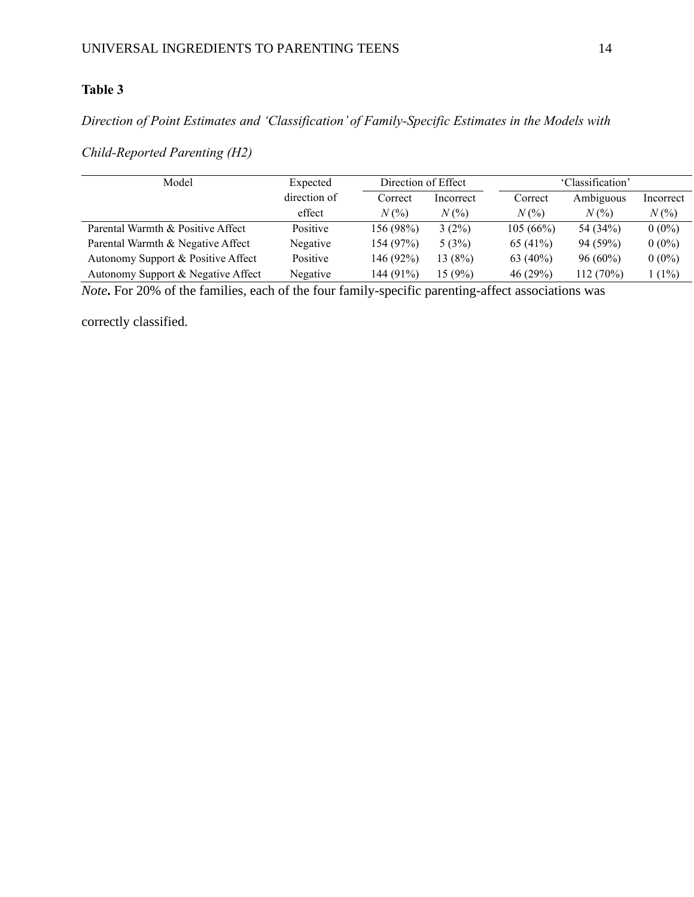**Table 3**

*Direction of Point Estimates and 'Classification' of Family-Specific Estimates in the Models with Child-Reported Parenting (H2)*

| Model | Expected direction of effect | Direction of Effect | | 'Classification' | | |
|---|---|---|---|---|---|---|
| | | Correct | Incorrect | Correct | Ambiguous | Incorrect |
| | | *N* (%) | *N* (%) | *N* (%) | *N* (%) | *N* (%) |
| Parental Warmth & Positive Affect | Positive | 156 (98%) | 3 (2%) | 105 (66%) | 54 (34%) | 0 (0%) |
| Parental Warmth & Negative Affect | Negative | 154 (97%) | 5 (3%) | 65 (41%) | 94 (59%) | 0 (0%) |
| Autonomy Support & Positive Affect | Positive | 146 (92%) | 13 (8%) | 63 (40%) | 96 (60%) | 0 (0%) |
| Autonomy Support & Negative Affect | Negative | 144 (91%) | 15 (9%) | 46 (29%) | 112 (70%) | 1 (1%) |

***Note*.** For 20% of the families, each of the four family-specific parenting-affect associations was correctly classified.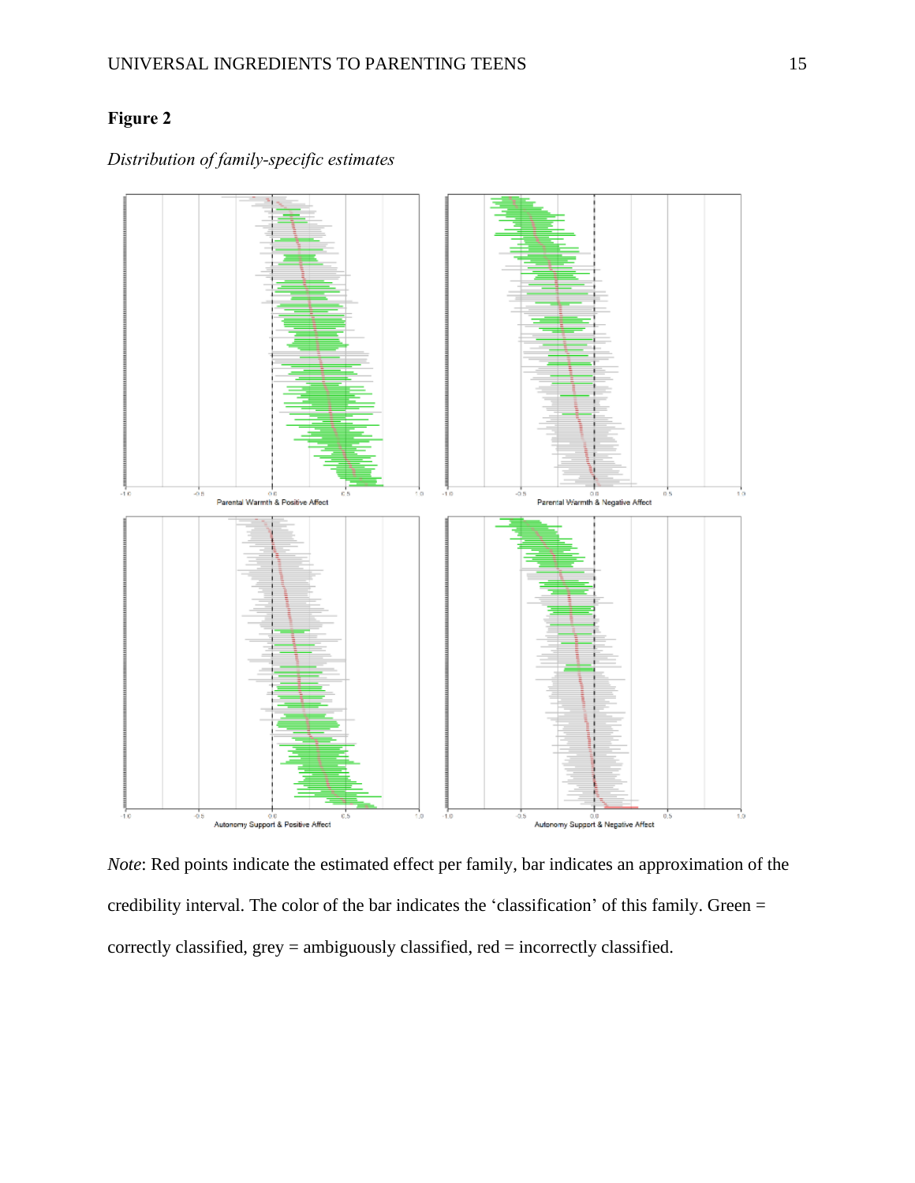**Figure 2**

*Distribution of family-specific estimates*

*Note*: Red points indicate the estimated effect per family, bar indicates an approximation of the credibility interval. The color of the bar indicates the 'classification' of this family. Green = correctly classified, grey = ambiguously classified, red = incorrectly classified.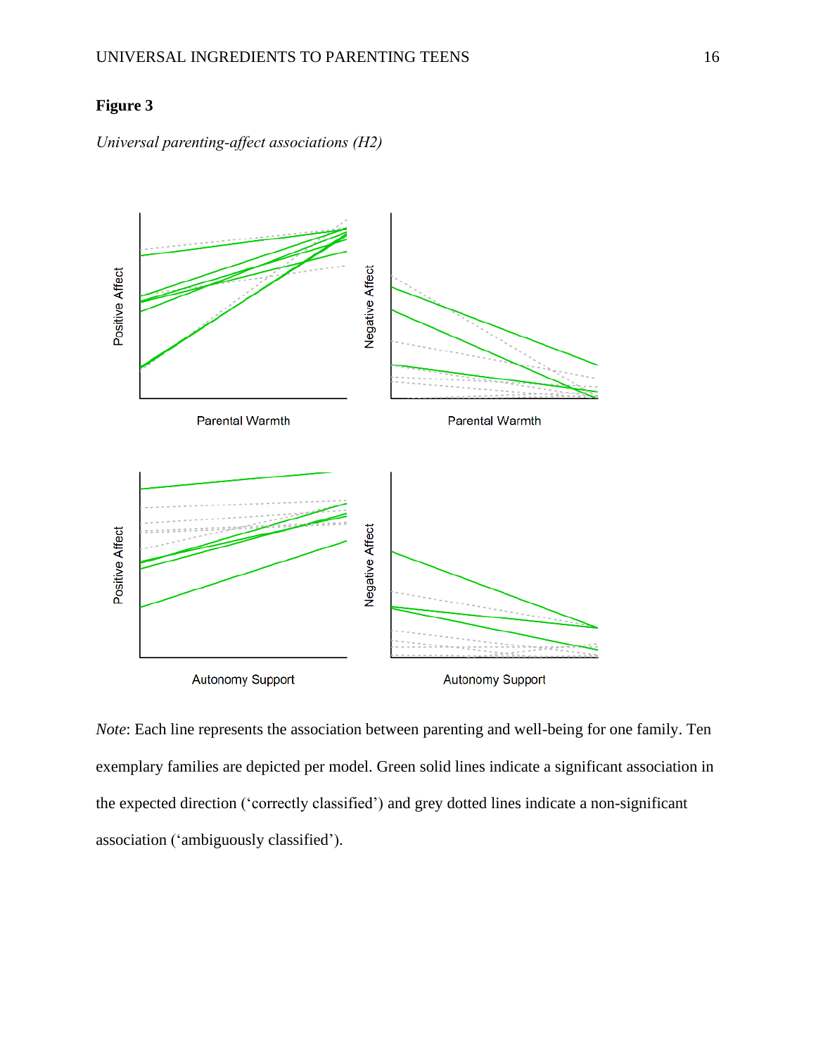**Figure 3**

*Universal parenting-affect associations (H2)*

*Note*: Each line represents the association between parenting and well-being for one family. Ten exemplary families are depicted per model. Green solid lines indicate a significant association in the expected direction ('correctly classified') and grey dotted lines indicate a non-significant association ('ambiguously classified').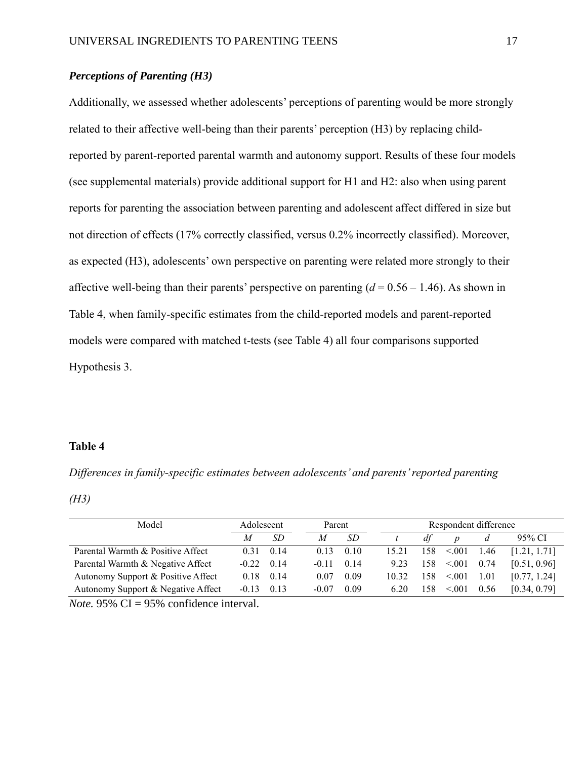### *Perceptions of Parenting (H3)*

Additionally, we assessed whether adolescents' perceptions of parenting would be more strongly related to their affective well-being than their parents' perception (H3) by replacing child-reported by parent-reported parental warmth and autonomy support. Results of these four models (see supplemental materials) provide additional support for H1 and H2: also when using parent reports for parenting the association between parenting and adolescent affect differed in size but not direction of effects (17% correctly classified, versus 0.2% incorrectly classified). Moreover, as expected (H3), adolescents' own perspective on parenting were related more strongly to their affective well-being than their parents' perspective on parenting ($d$ = 0.56 – 1.46). As shown in Table 4, when family-specific estimates from the child-reported models and parent-reported models were compared with matched t-tests (see Table 4) all four comparisons supported Hypothesis 3.

**Table 4**

*Differences in family-specific estimates between adolescents' and parents' reported parenting (H3)*

| Model | Adolescent | | Parent | | Respondent difference | | | | |
|---|---|---|---|---|---|---|---|---|---|
| | *M* | *SD* | *M* | *SD* | *t* | *df* | *p* | *d* | 95% CI |
| Parental Warmth & Positive Affect | 0.31 | 0.14 | 0.13 | 0.10 | 15.21 | 158 | <.001 | 1.46 | [1.21, 1.71] |
| Parental Warmth & Negative Affect | -0.22 | 0.14 | -0.11 | 0.14 | 9.23 | 158 | <.001 | 0.74 | [0.51, 0.96] |
| Autonomy Support & Positive Affect | 0.18 | 0.14 | 0.07 | 0.09 | 10.32 | 158 | <.001 | 1.01 | [0.77, 1.24] |
| Autonomy Support & Negative Affect | -0.13 | 0.13 | -0.07 | 0.09 | 6.20 | 158 | <.001 | 0.56 | [0.34, 0.79] |

*Note.* 95% CI = 95% confidence interval.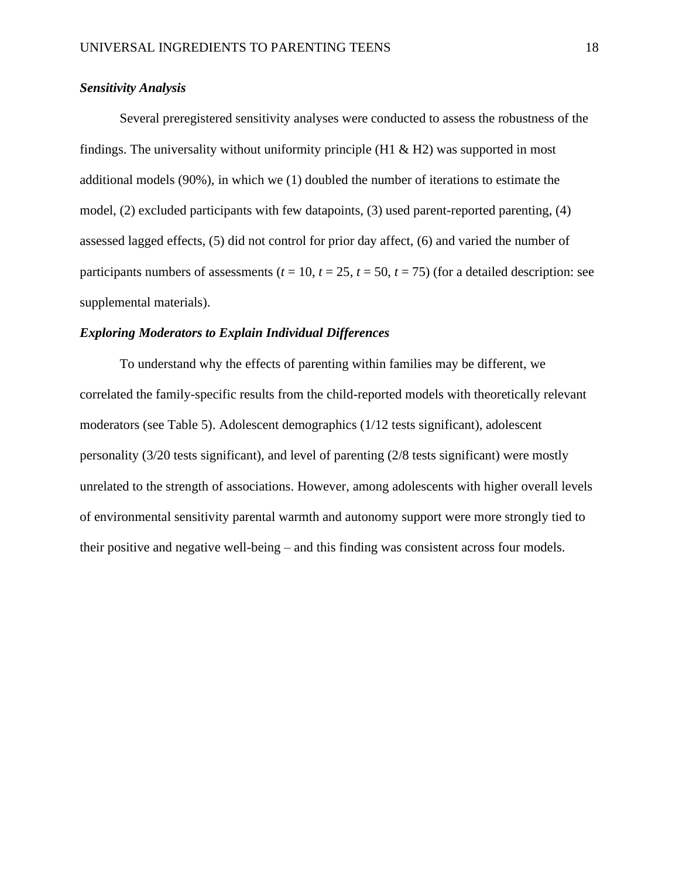### *Sensitivity Analysis*

Several preregistered sensitivity analyses were conducted to assess the robustness of the findings. The universality without uniformity principle (H1 & H2) was supported in most additional models (90%), in which we (1) doubled the number of iterations to estimate the model, (2) excluded participants with few datapoints, (3) used parent-reported parenting, (4) assessed lagged effects, (5) did not control for prior day affect, (6) and varied the number of participants numbers of assessments ($t = 10$, $t = 25$, $t = 50$, $t = 75$) (for a detailed description: see supplemental materials).

### *Exploring Moderators to Explain Individual Differences*

To understand why the effects of parenting within families may be different, we correlated the family-specific results from the child-reported models with theoretically relevant moderators (see Table 5). Adolescent demographics (1/12 tests significant), adolescent personality (3/20 tests significant), and level of parenting (2/8 tests significant) were mostly unrelated to the strength of associations. However, among adolescents with higher overall levels of environmental sensitivity parental warmth and autonomy support were more strongly tied to their positive and negative well-being – and this finding was consistent across four models.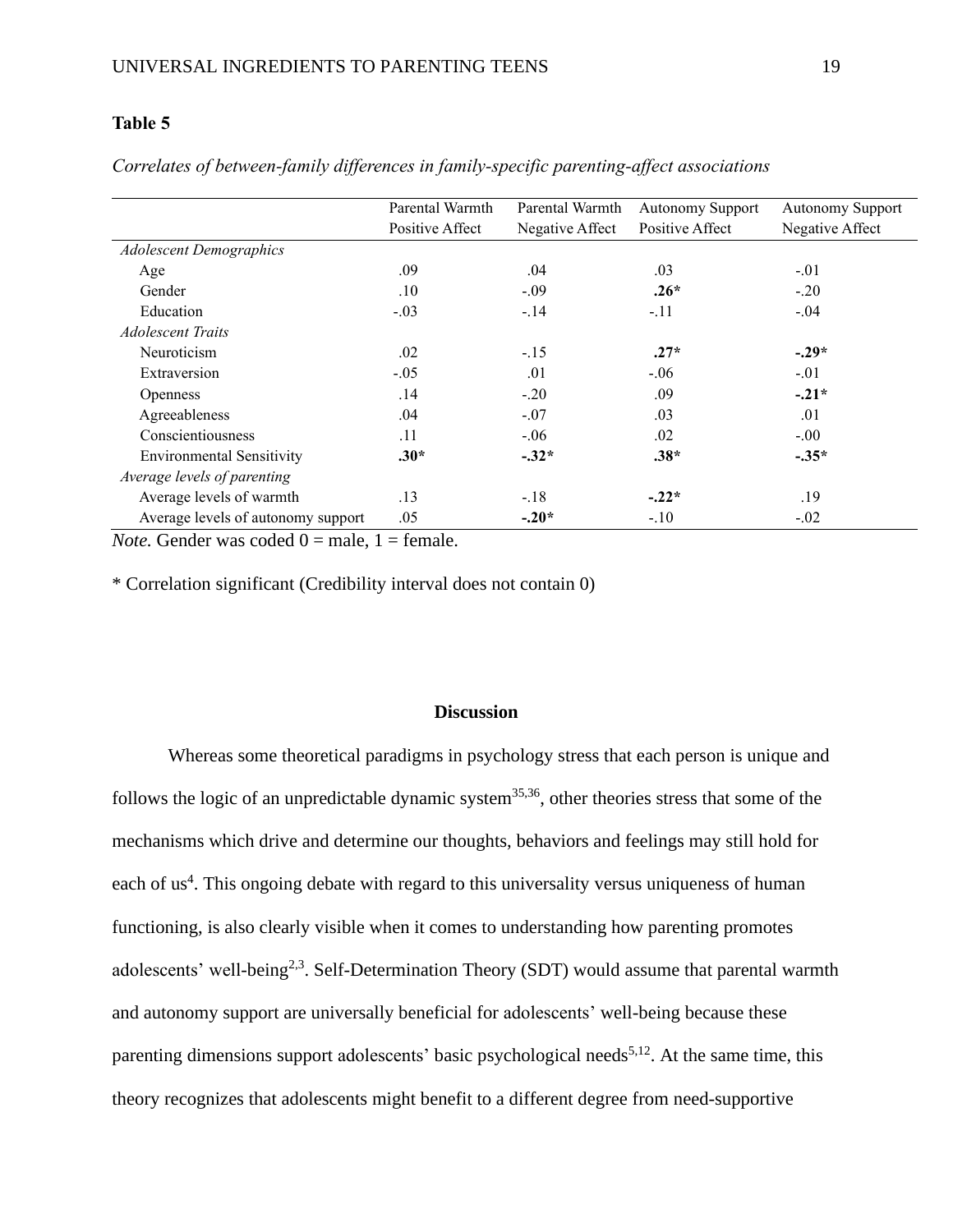**Table 5**

*Correlates of between-family differences in family-specific parenting-affect associations*

| | Parental Warmth Positive Affect | Parental Warmth Negative Affect | Autonomy Support Positive Affect | Autonomy Support Negative Affect |
|---|---|---|---|---|
| *Adolescent Demographics* | | | | |
| Age | .09 | .04 | .03 | -.01 |
| Gender | .10 | -.09 | **.26*** | -.20 |
| Education | -.03 | -.14 | -.11 | -.04 |
| *Adolescent Traits* | | | | |
| Neuroticism | .02 | -.15 | **.27*** | **-.29*** |
| Extraversion | -.05 | .01 | -.06 | -.01 |
| Openness | .14 | -.20 | .09 | **-.21*** |
| Agreeableness | .04 | -.07 | .03 | .01 |
| Conscientiousness | .11 | -.06 | .02 | -.00 |
| Environmental Sensitivity | **.30*** | **-.32*** | **.38*** | **-.35*** |
| *Average levels of parenting* | | | | |
| Average levels of warmth | .13 | -.18 | **-.22*** | .19 |
| Average levels of autonomy support | .05 | **-.20*** | -.10 | -.02 |

*Note.* Gender was coded 0 = male, 1 = female.

* Correlation significant (Credibility interval does not contain 0)

## Discussion

Whereas some theoretical paradigms in psychology stress that each person is unique and follows the logic of an unpredictable dynamic system[35,36], other theories stress that some of the mechanisms which drive and determine our thoughts, behaviors and feelings may still hold for each of us[4]. This ongoing debate with regard to this universality versus uniqueness of human functioning, is also clearly visible when it comes to understanding how parenting promotes adolescents' well-being[2,3]. Self-Determination Theory (SDT) would assume that parental warmth and autonomy support are universally beneficial for adolescents' well-being because these parenting dimensions support adolescents' basic psychological needs[5,12]. At the same time, this theory recognizes that adolescents might benefit to a different degree from need-supportive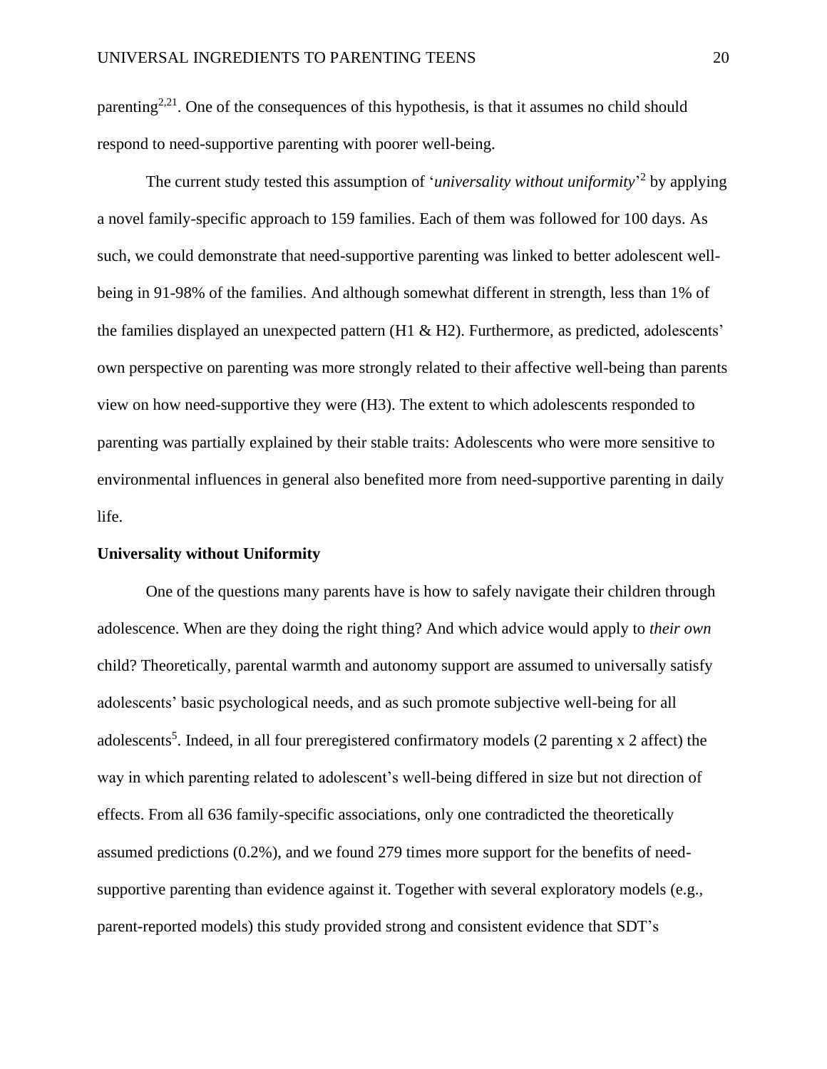parenting[2,21]. One of the consequences of this hypothesis, is that it assumes no child should respond to need-supportive parenting with poorer well-being.

The current study tested this assumption of '*universality without uniformity*'[2] by applying a novel family-specific approach to 159 families. Each of them was followed for 100 days. As such, we could demonstrate that need-supportive parenting was linked to better adolescent well-being in 91-98% of the families. And although somewhat different in strength, less than 1% of the families displayed an unexpected pattern (H1 & H2). Furthermore, as predicted, adolescents' own perspective on parenting was more strongly related to their affective well-being than parents view on how need-supportive they were (H3). The extent to which adolescents responded to parenting was partially explained by their stable traits: Adolescents who were more sensitive to environmental influences in general also benefited more from need-supportive parenting in daily life.

**Universality without Uniformity**

One of the questions many parents have is how to safely navigate their children through adolescence. When are they doing the right thing? And which advice would apply to *their own* child? Theoretically, parental warmth and autonomy support are assumed to universally satisfy adolescents' basic psychological needs, and as such promote subjective well-being for all adolescents[5]. Indeed, in all four preregistered confirmatory models (2 parenting x 2 affect) the way in which parenting related to adolescent's well-being differed in size but not direction of effects. From all 636 family-specific associations, only one contradicted the theoretically assumed predictions (0.2%), and we found 279 times more support for the benefits of need-supportive parenting than evidence against it. Together with several exploratory models (e.g., parent-reported models) this study provided strong and consistent evidence that SDT's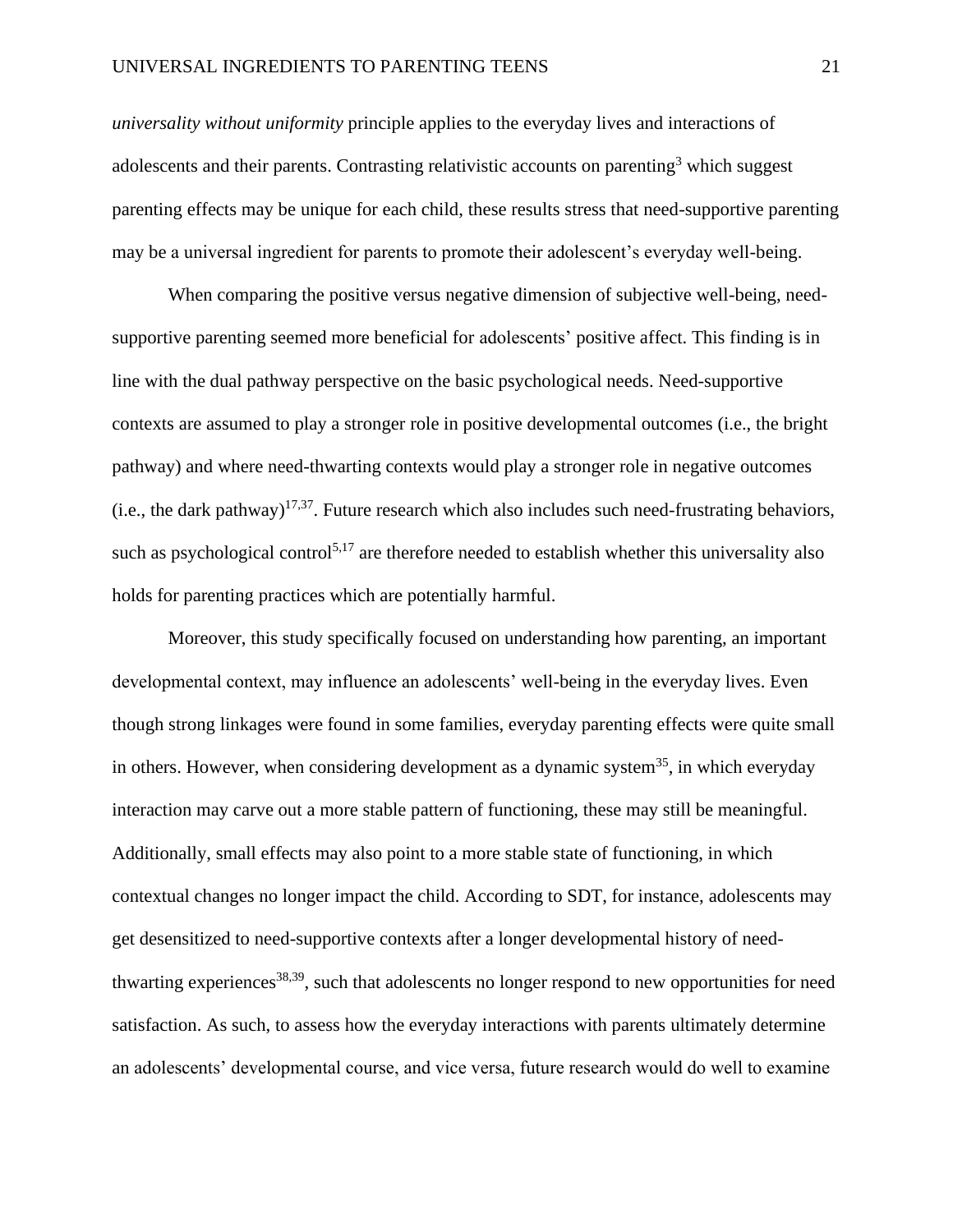*universality without uniformity* principle applies to the everyday lives and interactions of adolescents and their parents. Contrasting relativistic accounts on parenting[3] which suggest parenting effects may be unique for each child, these results stress that need-supportive parenting may be a universal ingredient for parents to promote their adolescent's everyday well-being.

When comparing the positive versus negative dimension of subjective well-being, need-supportive parenting seemed more beneficial for adolescents' positive affect. This finding is in line with the dual pathway perspective on the basic psychological needs. Need-supportive contexts are assumed to play a stronger role in positive developmental outcomes (i.e., the bright pathway) and where need-thwarting contexts would play a stronger role in negative outcomes (i.e., the dark pathway)[17,37]. Future research which also includes such need-frustrating behaviors, such as psychological control[5,17] are therefore needed to establish whether this universality also holds for parenting practices which are potentially harmful.

Moreover, this study specifically focused on understanding how parenting, an important developmental context, may influence an adolescents' well-being in the everyday lives. Even though strong linkages were found in some families, everyday parenting effects were quite small in others. However, when considering development as a dynamic system[35], in which everyday interaction may carve out a more stable pattern of functioning, these may still be meaningful. Additionally, small effects may also point to a more stable state of functioning, in which contextual changes no longer impact the child. According to SDT, for instance, adolescents may get desensitized to need-supportive contexts after a longer developmental history of need-thwarting experiences[38,39], such that adolescents no longer respond to new opportunities for need satisfaction. As such, to assess how the everyday interactions with parents ultimately determine an adolescents' developmental course, and vice versa, future research would do well to examine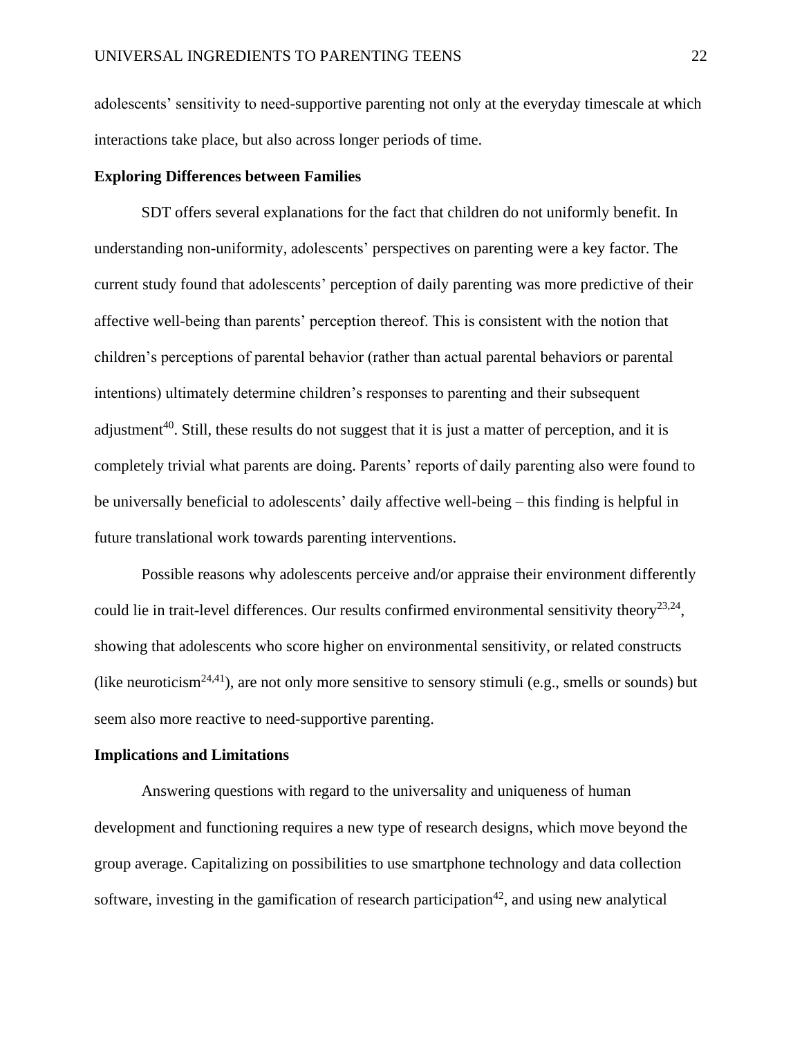adolescents' sensitivity to need-supportive parenting not only at the everyday timescale at which interactions take place, but also across longer periods of time.

### Exploring Differences between Families

SDT offers several explanations for the fact that children do not uniformly benefit. In understanding non-uniformity, adolescents' perspectives on parenting were a key factor. The current study found that adolescents' perception of daily parenting was more predictive of their affective well-being than parents' perception thereof. This is consistent with the notion that children's perceptions of parental behavior (rather than actual parental behaviors or parental intentions) ultimately determine children's responses to parenting and their subsequent adjustment[40]. Still, these results do not suggest that it is just a matter of perception, and it is completely trivial what parents are doing. Parents' reports of daily parenting also were found to be universally beneficial to adolescents' daily affective well-being – this finding is helpful in future translational work towards parenting interventions.

Possible reasons why adolescents perceive and/or appraise their environment differently could lie in trait-level differences. Our results confirmed environmental sensitivity theory[23,24], showing that adolescents who score higher on environmental sensitivity, or related constructs (like neuroticism[24,41]), are not only more sensitive to sensory stimuli (e.g., smells or sounds) but seem also more reactive to need-supportive parenting.

### Implications and Limitations

Answering questions with regard to the universality and uniqueness of human development and functioning requires a new type of research designs, which move beyond the group average. Capitalizing on possibilities to use smartphone technology and data collection software, investing in the gamification of research participation[42], and using new analytical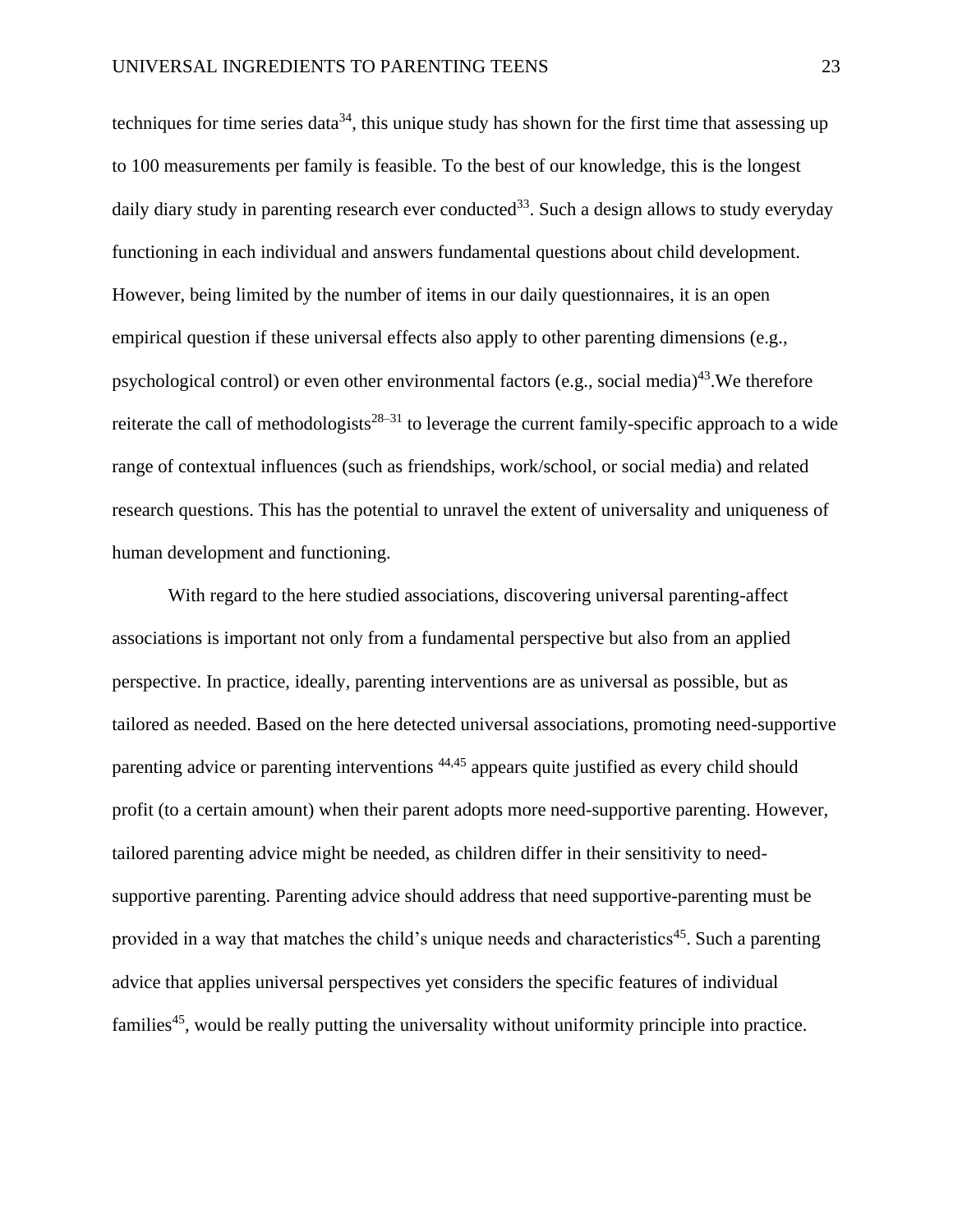techniques for time series data[34], this unique study has shown for the first time that assessing up to 100 measurements per family is feasible. To the best of our knowledge, this is the longest daily diary study in parenting research ever conducted[33]. Such a design allows to study everyday functioning in each individual and answers fundamental questions about child development. However, being limited by the number of items in our daily questionnaires, it is an open empirical question if these universal effects also apply to other parenting dimensions (e.g., psychological control) or even other environmental factors (e.g., social media)[43].We therefore reiterate the call of methodologists[28–31] to leverage the current family-specific approach to a wide range of contextual influences (such as friendships, work/school, or social media) and related research questions. This has the potential to unravel the extent of universality and uniqueness of human development and functioning.

With regard to the here studied associations, discovering universal parenting-affect associations is important not only from a fundamental perspective but also from an applied perspective. In practice, ideally, parenting interventions are as universal as possible, but as tailored as needed. Based on the here detected universal associations, promoting need-supportive parenting advice or parenting interventions [44,45] appears quite justified as every child should profit (to a certain amount) when their parent adopts more need-supportive parenting. However, tailored parenting advice might be needed, as children differ in their sensitivity to need-supportive parenting. Parenting advice should address that need supportive-parenting must be provided in a way that matches the child's unique needs and characteristics[45]. Such a parenting advice that applies universal perspectives yet considers the specific features of individual families[45], would be really putting the universality without uniformity principle into practice.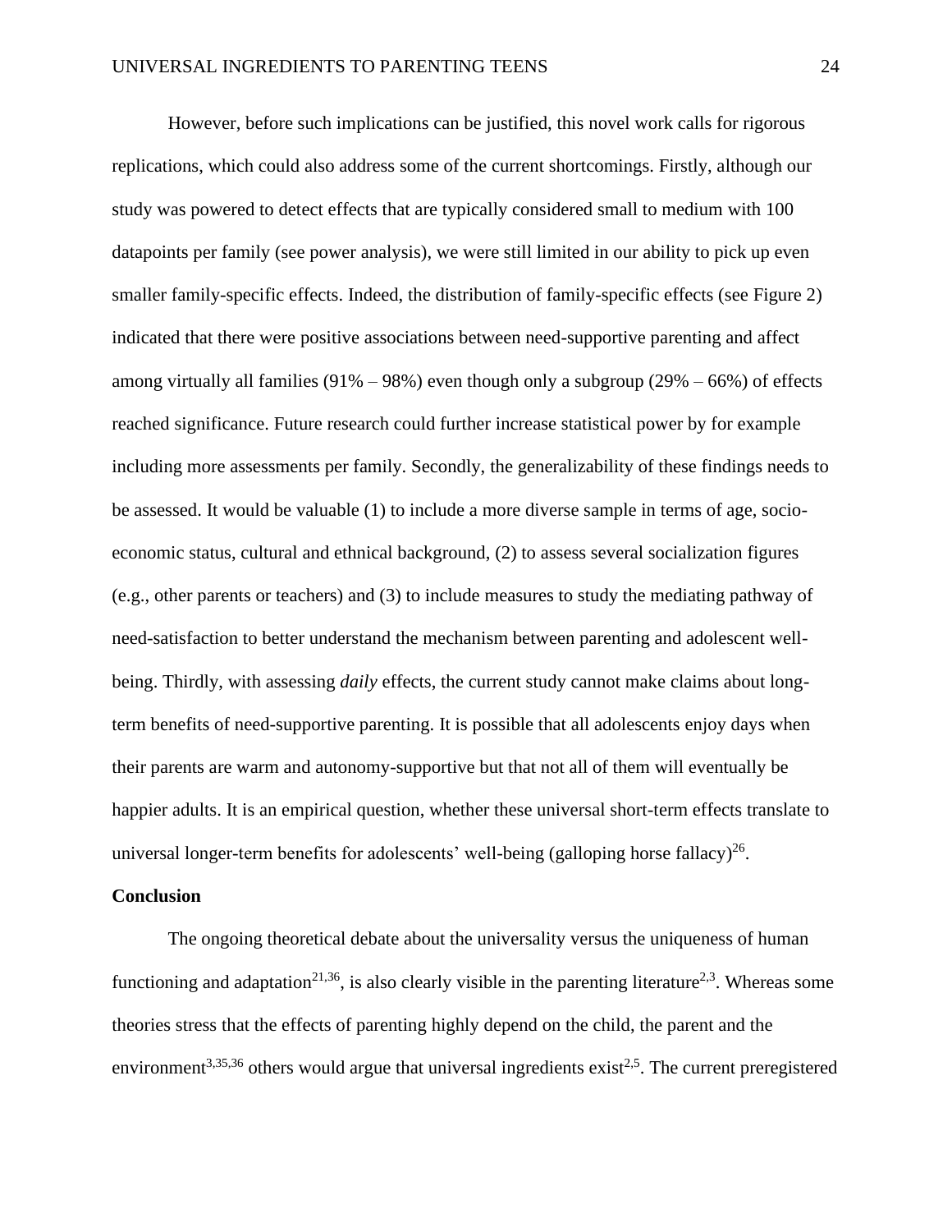However, before such implications can be justified, this novel work calls for rigorous replications, which could also address some of the current shortcomings. Firstly, although our study was powered to detect effects that are typically considered small to medium with 100 datapoints per family (see power analysis), we were still limited in our ability to pick up even smaller family-specific effects. Indeed, the distribution of family-specific effects (see Figure 2) indicated that there were positive associations between need-supportive parenting and affect among virtually all families (91% – 98%) even though only a subgroup (29% – 66%) of effects reached significance. Future research could further increase statistical power by for example including more assessments per family. Secondly, the generalizability of these findings needs to be assessed. It would be valuable (1) to include a more diverse sample in terms of age, socio-economic status, cultural and ethnical background, (2) to assess several socialization figures (e.g., other parents or teachers) and (3) to include measures to study the mediating pathway of need-satisfaction to better understand the mechanism between parenting and adolescent well-being. Thirdly, with assessing *daily* effects, the current study cannot make claims about long-term benefits of need-supportive parenting. It is possible that all adolescents enjoy days when their parents are warm and autonomy-supportive but that not all of them will eventually be happier adults. It is an empirical question, whether these universal short-term effects translate to universal longer-term benefits for adolescents' well-being (galloping horse fallacy)[26].

## Conclusion

The ongoing theoretical debate about the universality versus the uniqueness of human functioning and adaptation[21,36], is also clearly visible in the parenting literature[2,3]. Whereas some theories stress that the effects of parenting highly depend on the child, the parent and the environment[3,35,36] others would argue that universal ingredients exist[2,5]. The current preregistered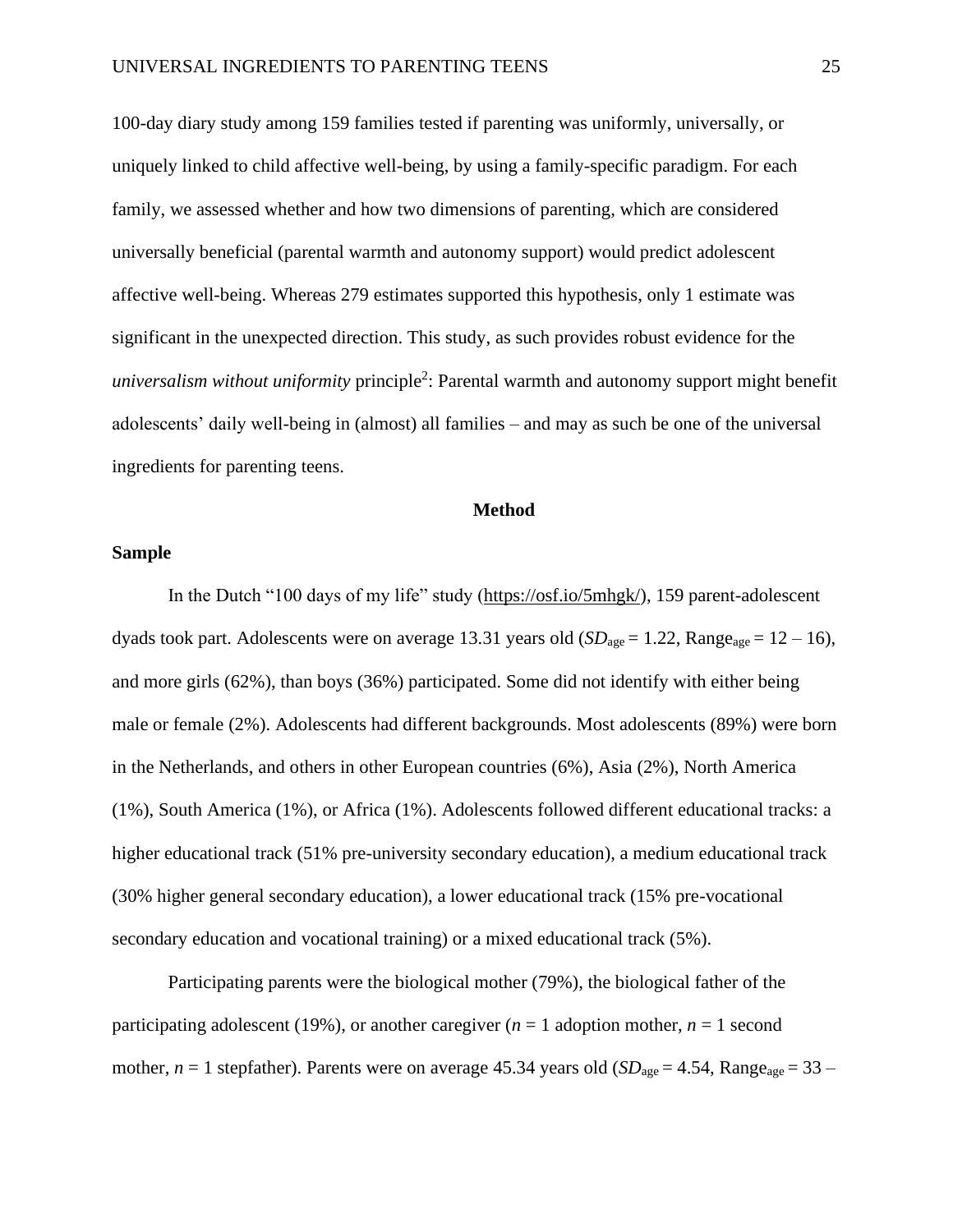100-day diary study among 159 families tested if parenting was uniformly, universally, or uniquely linked to child affective well-being, by using a family-specific paradigm. For each family, we assessed whether and how two dimensions of parenting, which are considered universally beneficial (parental warmth and autonomy support) would predict adolescent affective well-being. Whereas 279 estimates supported this hypothesis, only 1 estimate was significant in the unexpected direction. This study, as such provides robust evidence for the *universalism without uniformity* principle[2]: Parental warmth and autonomy support might benefit adolescents' daily well-being in (almost) all families – and may as such be one of the universal ingredients for parenting teens.

## Method

### Sample

In the Dutch "100 days of my life" study (https://osf.io/5mhgk/), 159 parent-adolescent dyads took part. Adolescents were on average 13.31 years old ($SD_{age}$ = 1.22, $Range_{age}$ = 12 – 16), and more girls (62%), than boys (36%) participated. Some did not identify with either being male or female (2%). Adolescents had different backgrounds. Most adolescents (89%) were born in the Netherlands, and others in other European countries (6%), Asia (2%), North America (1%), South America (1%), or Africa (1%). Adolescents followed different educational tracks: a higher educational track (51% pre-university secondary education), a medium educational track (30% higher general secondary education), a lower educational track (15% pre-vocational secondary education and vocational training) or a mixed educational track (5%).

Participating parents were the biological mother (79%), the biological father of the participating adolescent (19%), or another caregiver (*n* = 1 adoption mother, *n* = 1 second mother, *n* = 1 stepfather). Parents were on average 45.34 years old ($SD_{age}$ = 4.54, $Range_{age}$ = 33 –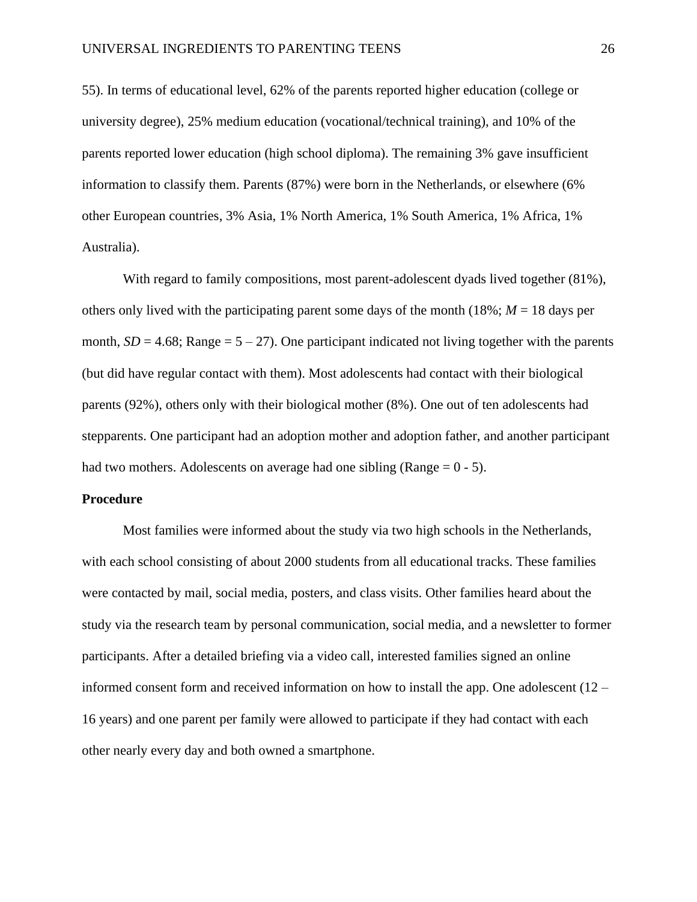55). In terms of educational level, 62% of the parents reported higher education (college or university degree), 25% medium education (vocational/technical training), and 10% of the parents reported lower education (high school diploma). The remaining 3% gave insufficient information to classify them. Parents (87%) were born in the Netherlands, or elsewhere (6% other European countries, 3% Asia, 1% North America, 1% South America, 1% Africa, 1% Australia).

With regard to family compositions, most parent-adolescent dyads lived together (81%), others only lived with the participating parent some days of the month (18%; $M$ = 18 days per month, $SD$ = 4.68; Range = 5 – 27). One participant indicated not living together with the parents (but did have regular contact with them). Most adolescents had contact with their biological parents (92%), others only with their biological mother (8%). One out of ten adolescents had stepparents. One participant had an adoption mother and adoption father, and another participant had two mothers. Adolescents on average had one sibling (Range = 0 - 5).

**Procedure**

Most families were informed about the study via two high schools in the Netherlands, with each school consisting of about 2000 students from all educational tracks. These families were contacted by mail, social media, posters, and class visits. Other families heard about the study via the research team by personal communication, social media, and a newsletter to former participants. After a detailed briefing via a video call, interested families signed an online informed consent form and received information on how to install the app. One adolescent (12 – 16 years) and one parent per family were allowed to participate if they had contact with each other nearly every day and both owned a smartphone.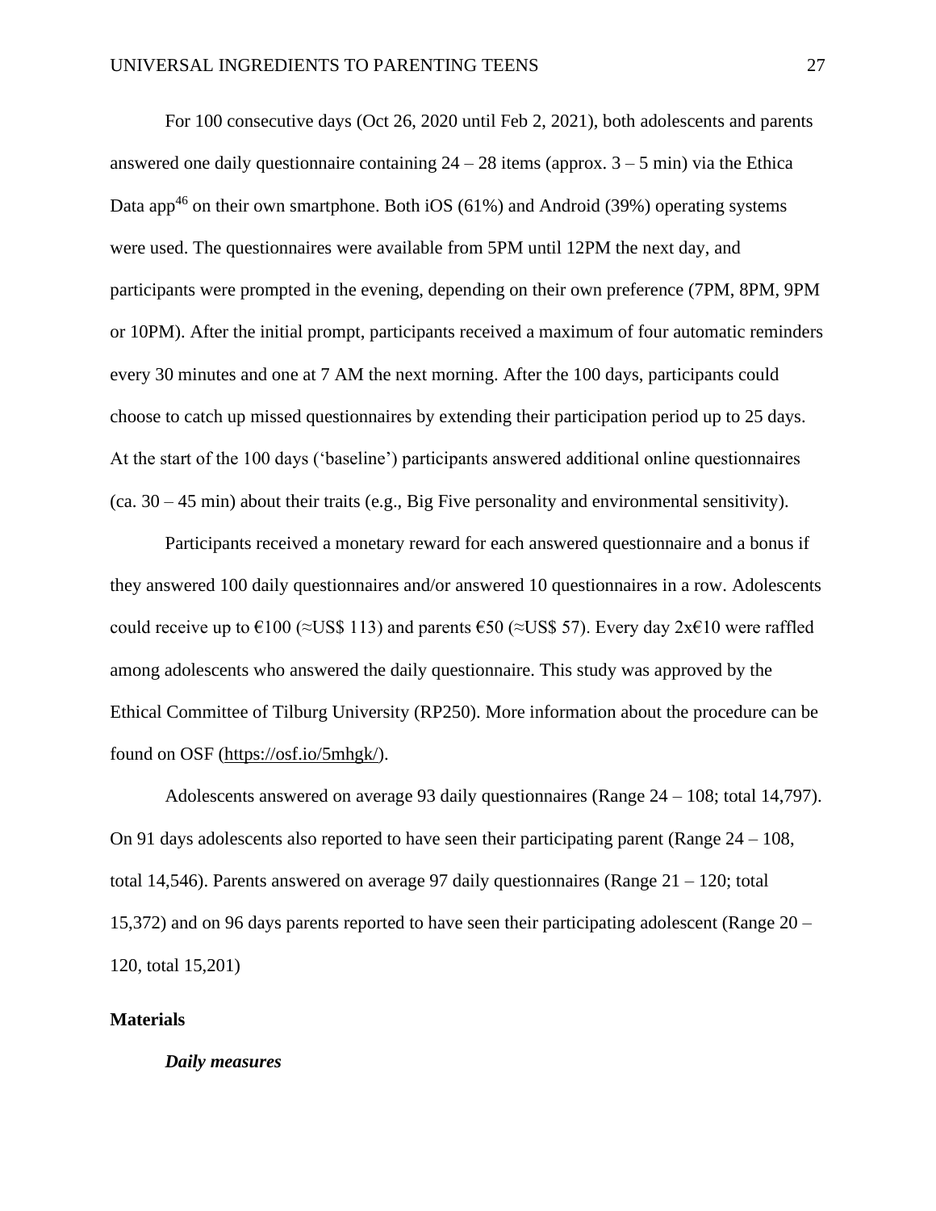For 100 consecutive days (Oct 26, 2020 until Feb 2, 2021), both adolescents and parents answered one daily questionnaire containing 24 – 28 items (approx. 3 – 5 min) via the Ethica Data app[46] on their own smartphone. Both iOS (61%) and Android (39%) operating systems were used. The questionnaires were available from 5PM until 12PM the next day, and participants were prompted in the evening, depending on their own preference (7PM, 8PM, 9PM or 10PM). After the initial prompt, participants received a maximum of four automatic reminders every 30 minutes and one at 7 AM the next morning. After the 100 days, participants could choose to catch up missed questionnaires by extending their participation period up to 25 days. At the start of the 100 days ('baseline') participants answered additional online questionnaires (ca. 30 – 45 min) about their traits (e.g., Big Five personality and environmental sensitivity).

Participants received a monetary reward for each answered questionnaire and a bonus if they answered 100 daily questionnaires and/or answered 10 questionnaires in a row. Adolescents could receive up to €100 (≈US$ 113) and parents €50 (≈US$ 57). Every day 2x€10 were raffled among adolescents who answered the daily questionnaire. This study was approved by the Ethical Committee of Tilburg University (RP250). More information about the procedure can be found on OSF (https://osf.io/5mhgk/).

Adolescents answered on average 93 daily questionnaires (Range 24 – 108; total 14,797). On 91 days adolescents also reported to have seen their participating parent (Range 24 – 108, total 14,546). Parents answered on average 97 daily questionnaires (Range 21 – 120; total 15,372) and on 96 days parents reported to have seen their participating adolescent (Range 20 – 120, total 15,201)

## Materials

### *Daily measures*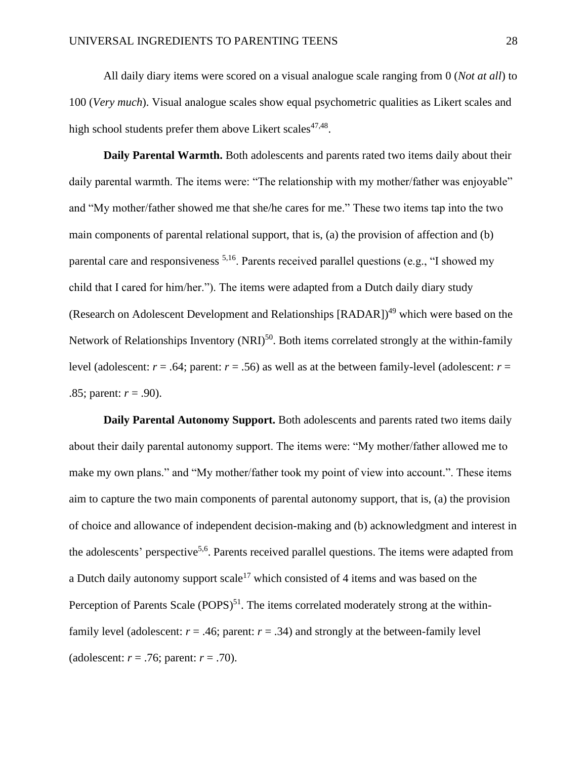All daily diary items were scored on a visual analogue scale ranging from 0 (*Not at all*) to 100 (*Very much*). Visual analogue scales show equal psychometric qualities as Likert scales and high school students prefer them above Likert scales[47,48].

**Daily Parental Warmth.** Both adolescents and parents rated two items daily about their daily parental warmth. The items were: "The relationship with my mother/father was enjoyable" and "My mother/father showed me that she/he cares for me." These two items tap into the two main components of parental relational support, that is, (a) the provision of affection and (b) parental care and responsiveness [5,16]. Parents received parallel questions (e.g., "I showed my child that I cared for him/her."). The items were adapted from a Dutch daily diary study (Research on Adolescent Development and Relationships [RADAR])[49] which were based on the Network of Relationships Inventory (NRI)[50]. Both items correlated strongly at the within-family level (adolescent: $r$ = .64; parent: $r$ = .56) as well as at the between family-level (adolescent: $r$ = .85; parent: $r$ = .90).

**Daily Parental Autonomy Support.** Both adolescents and parents rated two items daily about their daily parental autonomy support. The items were: "My mother/father allowed me to make my own plans." and "My mother/father took my point of view into account.". These items aim to capture the two main components of parental autonomy support, that is, (a) the provision of choice and allowance of independent decision-making and (b) acknowledgment and interest in the adolescents' perspective[5,6]. Parents received parallel questions. The items were adapted from a Dutch daily autonomy support scale[17] which consisted of 4 items and was based on the Perception of Parents Scale (POPS)[51]. The items correlated moderately strong at the within-family level (adolescent: $r$ = .46; parent: $r$ = .34) and strongly at the between-family level (adolescent: $r$ = .76; parent: $r$ = .70).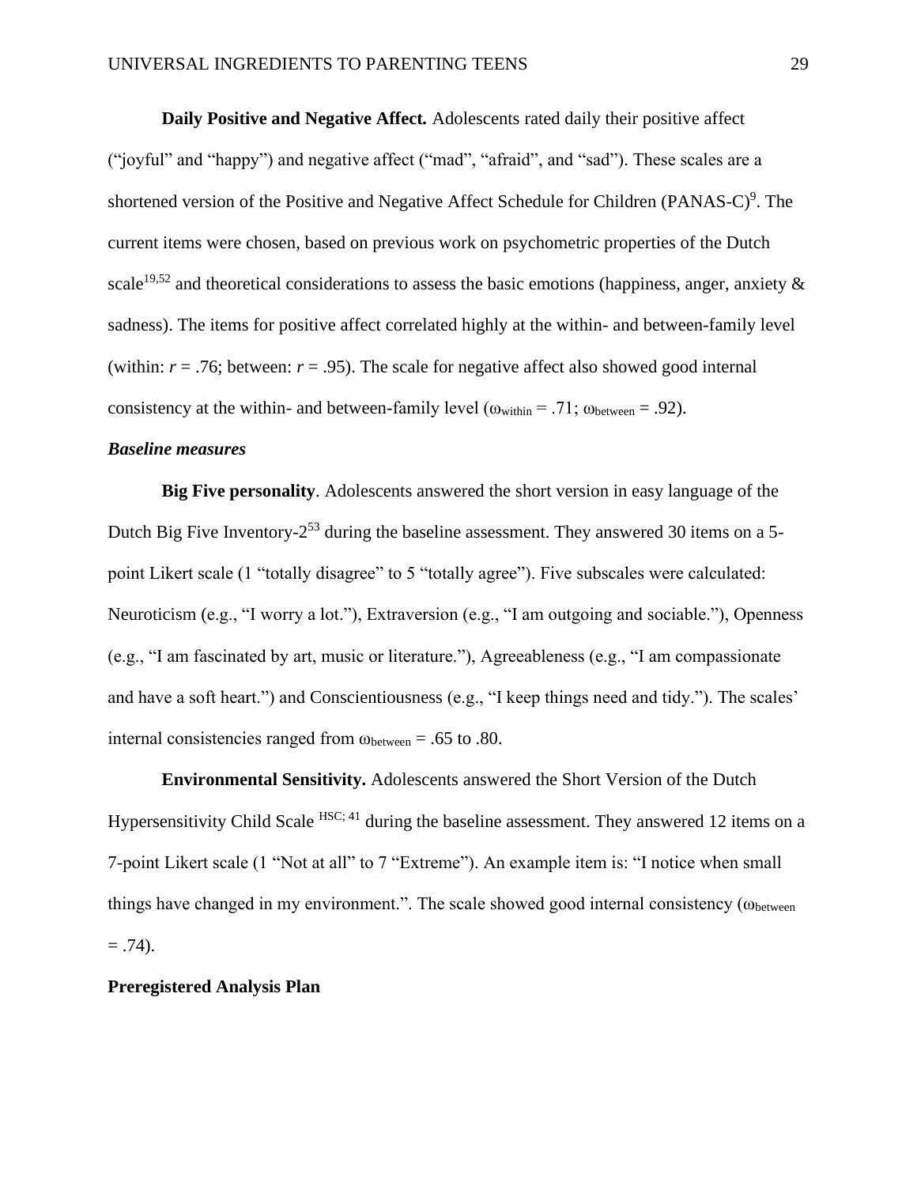**Daily Positive and Negative Affect.** Adolescents rated daily their positive affect ("joyful" and "happy") and negative affect ("mad", "afraid", and "sad"). These scales are a shortened version of the Positive and Negative Affect Schedule for Children (PANAS-C)[9]. The current items were chosen, based on previous work on psychometric properties of the Dutch scale[19,52] and theoretical considerations to assess the basic emotions (happiness, anger, anxiety & sadness). The items for positive affect correlated highly at the within- and between-family level (within: $r$ = .76; between: $r$ = .95). The scale for negative affect also showed good internal consistency at the within- and between-family level ($\omega_{within}$ = .71; $\omega_{between}$ = .92).

***Baseline measures***

**Big Five personality**. Adolescents answered the short version in easy language of the Dutch Big Five Inventory-2[53] during the baseline assessment. They answered 30 items on a 5-point Likert scale (1 "totally disagree" to 5 "totally agree"). Five subscales were calculated: Neuroticism (e.g., "I worry a lot."), Extraversion (e.g., "I am outgoing and sociable."), Openness (e.g., "I am fascinated by art, music or literature."), Agreeableness (e.g., "I am compassionate and have a soft heart.") and Conscientiousness (e.g., "I keep things need and tidy."). The scales' internal consistencies ranged from $\omega_{between}$ = .65 to .80.

**Environmental Sensitivity.** Adolescents answered the Short Version of the Dutch Hypersensitivity Child Scale [HSC; 41] during the baseline assessment. They answered 12 items on a 7-point Likert scale (1 "Not at all" to 7 "Extreme"). An example item is: "I notice when small things have changed in my environment.". The scale showed good internal consistency ($\omega_{between}$ = .74).

**Preregistered Analysis Plan**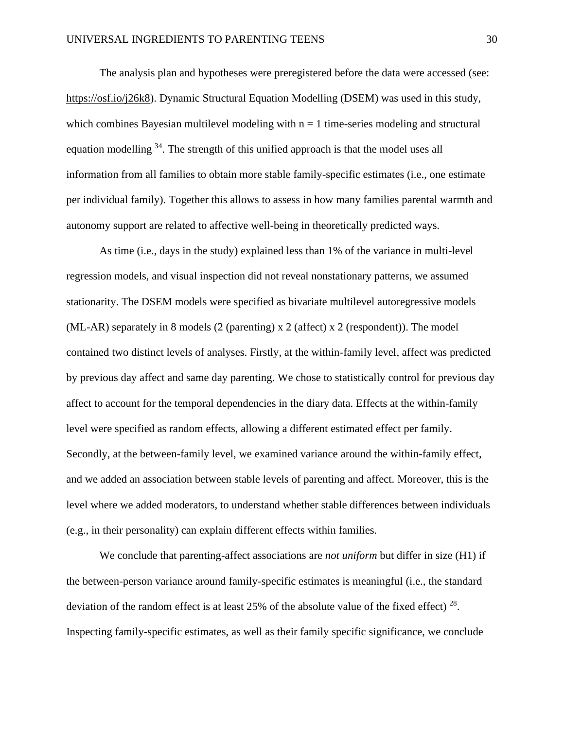The analysis plan and hypotheses were preregistered before the data were accessed (see: https://osf.io/j26k8). Dynamic Structural Equation Modelling (DSEM) was used in this study, which combines Bayesian multilevel modeling with n = 1 time-series modeling and structural equation modelling [34]. The strength of this unified approach is that the model uses all information from all families to obtain more stable family-specific estimates (i.e., one estimate per individual family). Together this allows to assess in how many families parental warmth and autonomy support are related to affective well-being in theoretically predicted ways.

As time (i.e., days in the study) explained less than 1% of the variance in multi-level regression models, and visual inspection did not reveal nonstationary patterns, we assumed stationarity. The DSEM models were specified as bivariate multilevel autoregressive models (ML-AR) separately in 8 models (2 (parenting) x 2 (affect) x 2 (respondent)). The model contained two distinct levels of analyses. Firstly, at the within-family level, affect was predicted by previous day affect and same day parenting. We chose to statistically control for previous day affect to account for the temporal dependencies in the diary data. Effects at the within-family level were specified as random effects, allowing a different estimated effect per family. Secondly, at the between-family level, we examined variance around the within-family effect, and we added an association between stable levels of parenting and affect. Moreover, this is the level where we added moderators, to understand whether stable differences between individuals (e.g., in their personality) can explain different effects within families.

We conclude that parenting-affect associations are *not uniform* but differ in size (H1) if the between-person variance around family-specific estimates is meaningful (i.e., the standard deviation of the random effect is at least 25% of the absolute value of the fixed effect) [28]. Inspecting family-specific estimates, as well as their family specific significance, we conclude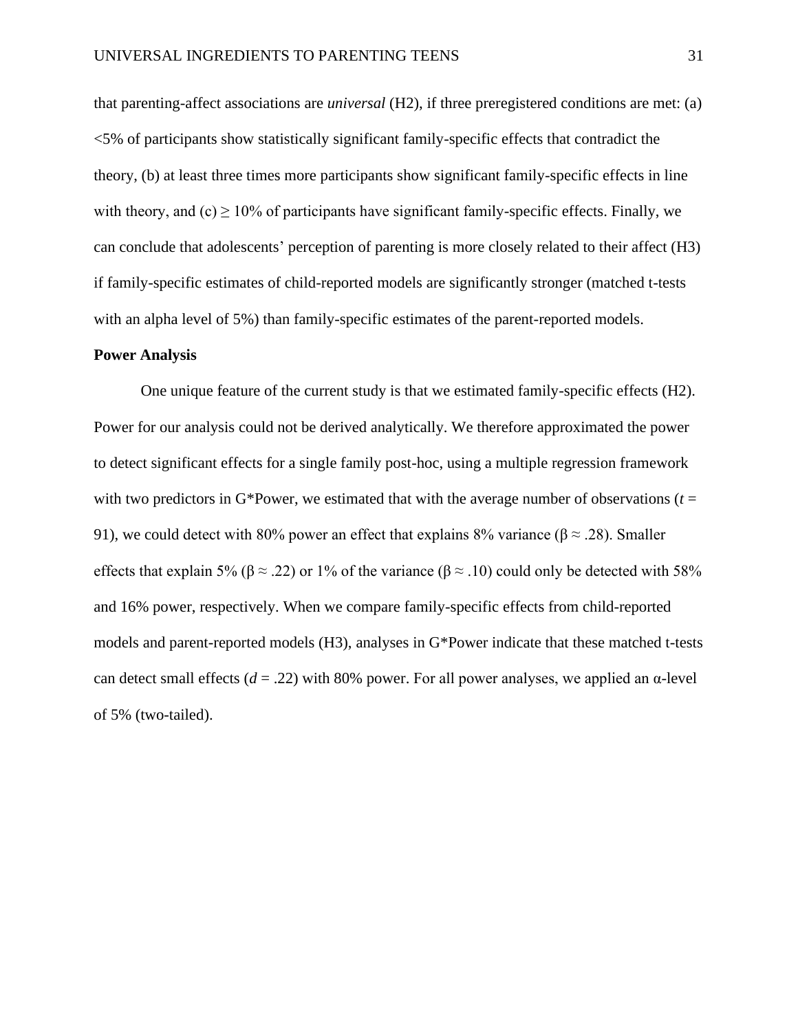that parenting-affect associations are *universal* (H2), if three preregistered conditions are met: (a) <5% of participants show statistically significant family-specific effects that contradict the theory, (b) at least three times more participants show significant family-specific effects in line with theory, and (c) ≥ 10% of participants have significant family-specific effects. Finally, we can conclude that adolescents' perception of parenting is more closely related to their affect (H3) if family-specific estimates of child-reported models are significantly stronger (matched t-tests with an alpha level of 5%) than family-specific estimates of the parent-reported models.

**Power Analysis**

One unique feature of the current study is that we estimated family-specific effects (H2). Power for our analysis could not be derived analytically. We therefore approximated the power to detect significant effects for a single family post-hoc, using a multiple regression framework with two predictors in G*Power, we estimated that with the average number of observations ($t$ = 91), we could detect with 80% power an effect that explains 8% variance ($\beta \approx .28$). Smaller effects that explain 5% ($\beta \approx .22$) or 1% of the variance ($\beta \approx .10$) could only be detected with 58% and 16% power, respectively. When we compare family-specific effects from child-reported models and parent-reported models (H3), analyses in G*Power indicate that these matched t-tests can detect small effects ($d$ = .22) with 80% power. For all power analyses, we applied an $\alpha$-level of 5% (two-tailed).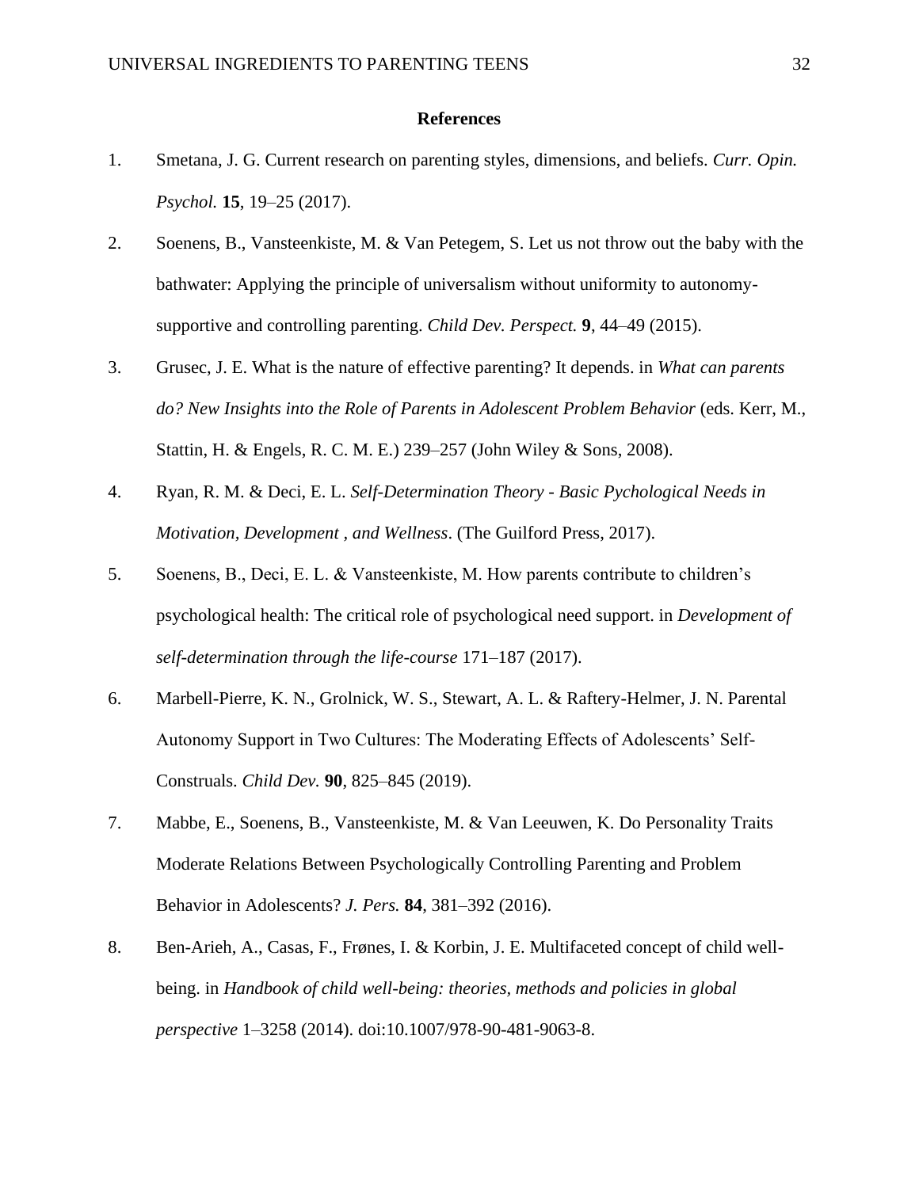**References**

1. Smetana, J. G. Current research on parenting styles, dimensions, and beliefs. *Curr. Opin. Psychol.* **15**, 19–25 (2017).
2. Soenens, B., Vansteenkiste, M. & Van Petegem, S. Let us not throw out the baby with the bathwater: Applying the principle of universalism without uniformity to autonomy-supportive and controlling parenting. *Child Dev. Perspect.* **9**, 44–49 (2015).
3. Grusec, J. E. What is the nature of effective parenting? It depends. in *What can parents do? New Insights into the Role of Parents in Adolescent Problem Behavior* (eds. Kerr, M., Stattin, H. & Engels, R. C. M. E.) 239–257 (John Wiley & Sons, 2008).
4. Ryan, R. M. & Deci, E. L. *Self-Determination Theory - Basic Pychological Needs in Motivation, Development , and Wellness*. (The Guilford Press, 2017).
5. Soenens, B., Deci, E. L. & Vansteenkiste, M. How parents contribute to children's psychological health: The critical role of psychological need support. in *Development of self-determination through the life-course* 171–187 (2017).
6. Marbell-Pierre, K. N., Grolnick, W. S., Stewart, A. L. & Raftery-Helmer, J. N. Parental Autonomy Support in Two Cultures: The Moderating Effects of Adolescents' Self-Construals. *Child Dev.* **90**, 825–845 (2019).
7. Mabbe, E., Soenens, B., Vansteenkiste, M. & Van Leeuwen, K. Do Personality Traits Moderate Relations Between Psychologically Controlling Parenting and Problem Behavior in Adolescents? *J. Pers.* **84**, 381–392 (2016).
8. Ben-Arieh, A., Casas, F., Frønes, I. & Korbin, J. E. Multifaceted concept of child well-being. in *Handbook of child well-being: theories, methods and policies in global perspective* 1–3258 (2014). doi:10.1007/978-90-481-9063-8.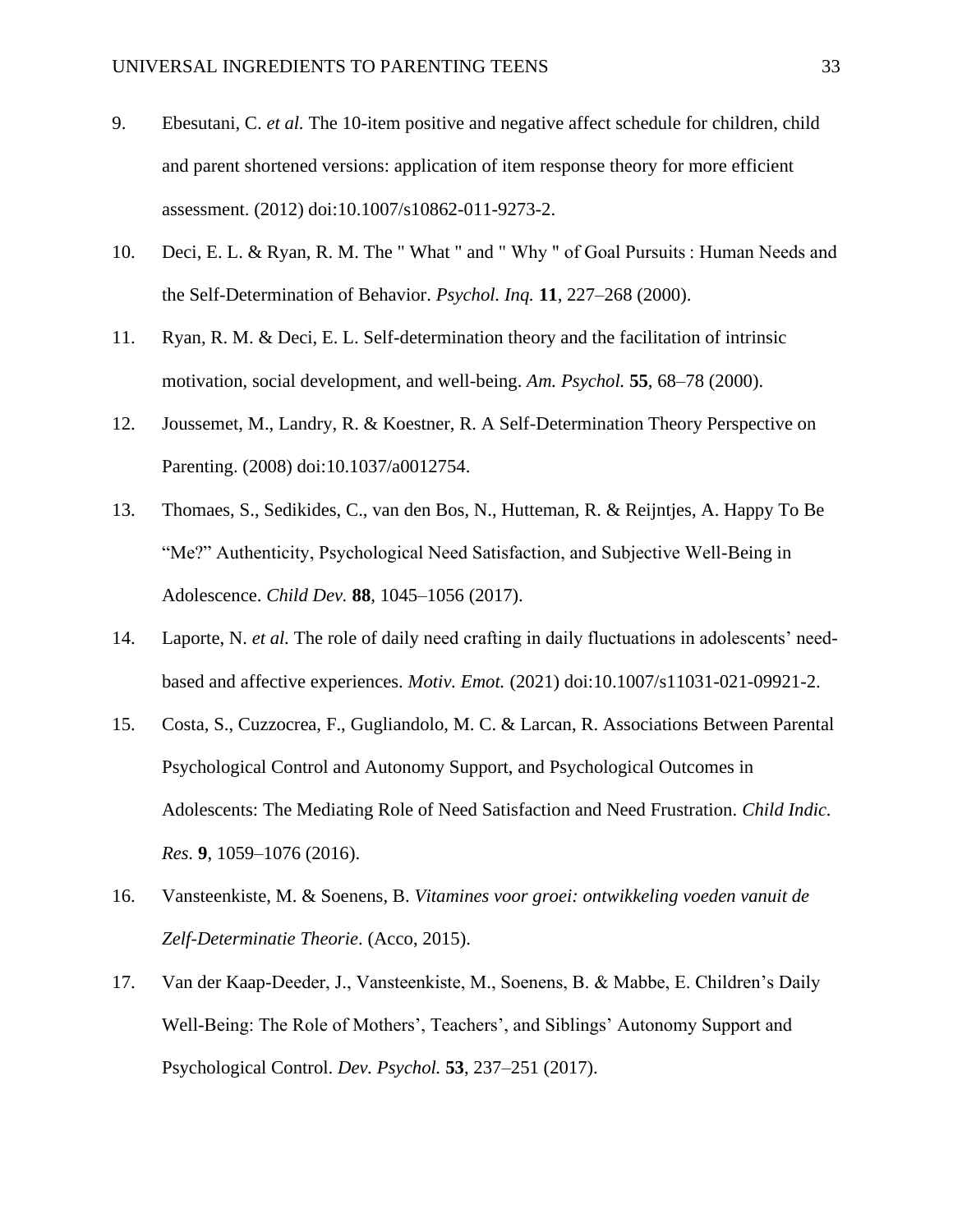9. Ebesutani, C. *et al.* The 10-item positive and negative affect schedule for children, child and parent shortened versions: application of item response theory for more efficient assessment. (2012) doi:10.1007/s10862-011-9273-2.

10. Deci, E. L. & Ryan, R. M. The " What " and " Why " of Goal Pursuits : Human Needs and the Self-Determination of Behavior. *Psychol. Inq.* **11**, 227–268 (2000).

11. Ryan, R. M. & Deci, E. L. Self-determination theory and the facilitation of intrinsic motivation, social development, and well-being. *Am. Psychol.* **55**, 68–78 (2000).

12. Joussemet, M., Landry, R. & Koestner, R. A Self-Determination Theory Perspective on Parenting. (2008) doi:10.1037/a0012754.

13. Thomaes, S., Sedikides, C., van den Bos, N., Hutteman, R. & Reijntjes, A. Happy To Be "Me?" Authenticity, Psychological Need Satisfaction, and Subjective Well-Being in Adolescence. *Child Dev.* **88**, 1045–1056 (2017).

14. Laporte, N. *et al.* The role of daily need crafting in daily fluctuations in adolescents' need-based and affective experiences. *Motiv. Emot.* (2021) doi:10.1007/s11031-021-09921-2.

15. Costa, S., Cuzzocrea, F., Gugliandolo, M. C. & Larcan, R. Associations Between Parental Psychological Control and Autonomy Support, and Psychological Outcomes in Adolescents: The Mediating Role of Need Satisfaction and Need Frustration. *Child Indic. Res.* **9**, 1059–1076 (2016).

16. Vansteenkiste, M. & Soenens, B. *Vitamines voor groei: ontwikkeling voeden vanuit de Zelf-Determinatie Theorie*. (Acco, 2015).

17. Van der Kaap-Deeder, J., Vansteenkiste, M., Soenens, B. & Mabbe, E. Children's Daily Well-Being: The Role of Mothers', Teachers', and Siblings' Autonomy Support and Psychological Control. *Dev. Psychol.* **53**, 237–251 (2017).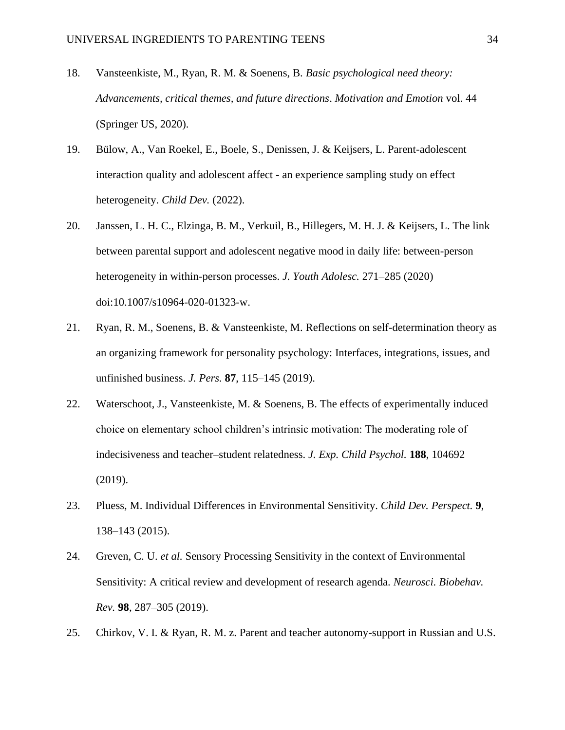18. Vansteenkiste, M., Ryan, R. M. & Soenens, B. *Basic psychological need theory: Advancements, critical themes, and future directions*. *Motivation and Emotion* vol. 44 (Springer US, 2020).

19. Bülow, A., Van Roekel, E., Boele, S., Denissen, J. & Keijsers, L. Parent-adolescent interaction quality and adolescent affect - an experience sampling study on effect heterogeneity. *Child Dev.* (2022).

20. Janssen, L. H. C., Elzinga, B. M., Verkuil, B., Hillegers, M. H. J. & Keijsers, L. The link between parental support and adolescent negative mood in daily life: between-person heterogeneity in within-person processes. *J. Youth Adolesc.* 271–285 (2020) doi:10.1007/s10964-020-01323-w.

21. Ryan, R. M., Soenens, B. & Vansteenkiste, M. Reflections on self-determination theory as an organizing framework for personality psychology: Interfaces, integrations, issues, and unfinished business. *J. Pers.* **87**, 115–145 (2019).

22. Waterschoot, J., Vansteenkiste, M. & Soenens, B. The effects of experimentally induced choice on elementary school children's intrinsic motivation: The moderating role of indecisiveness and teacher–student relatedness. *J. Exp. Child Psychol.* **188**, 104692 (2019).

23. Pluess, M. Individual Differences in Environmental Sensitivity. *Child Dev. Perspect.* **9**, 138–143 (2015).

24. Greven, C. U. *et al.* Sensory Processing Sensitivity in the context of Environmental Sensitivity: A critical review and development of research agenda. *Neurosci. Biobehav. Rev.* **98**, 287–305 (2019).

25. Chirkov, V. I. & Ryan, R. M. z. Parent and teacher autonomy-support in Russian and U.S.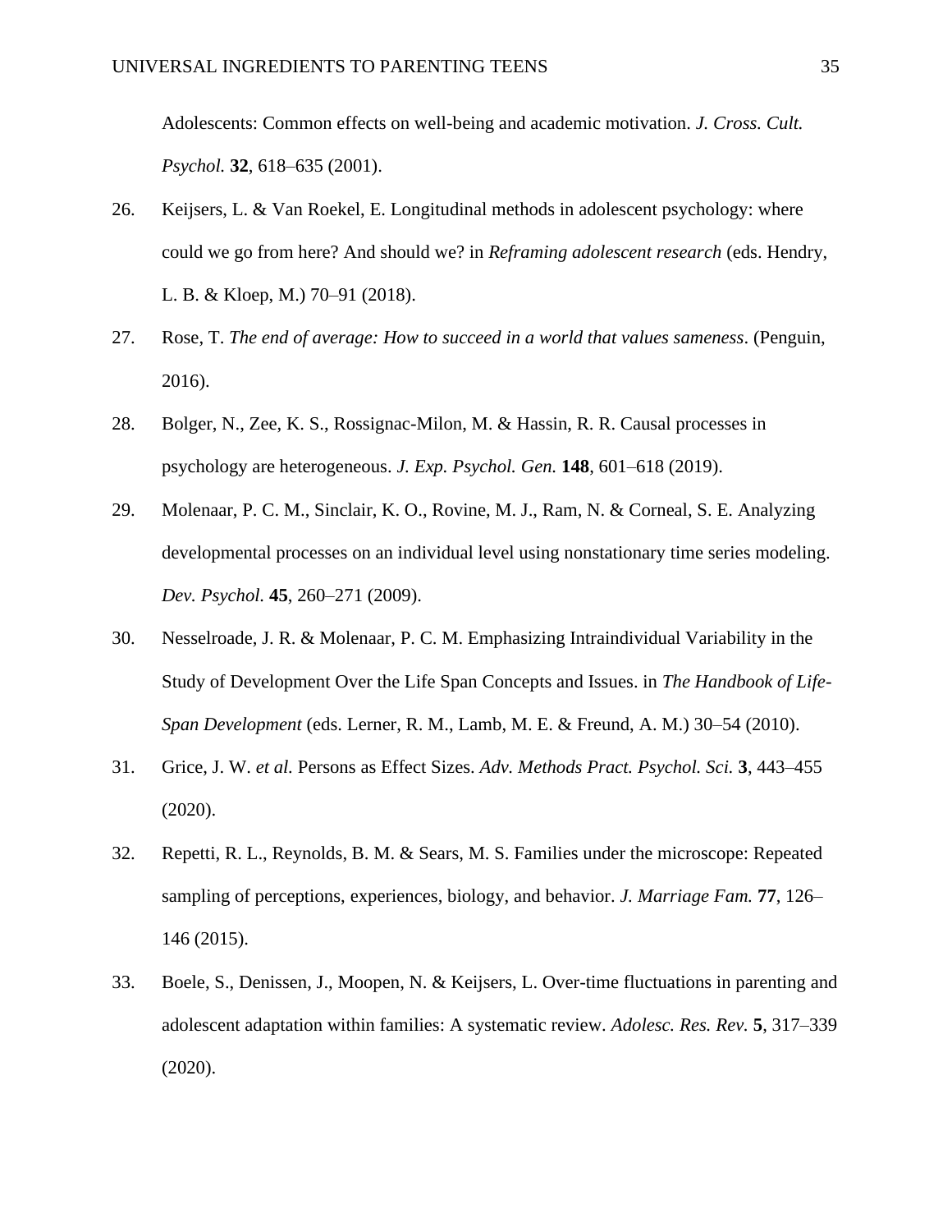Adolescents: Common effects on well-being and academic motivation. *J. Cross. Cult. Psychol.* **32**, 618–635 (2001).

26. Keijsers, L. & Van Roekel, E. Longitudinal methods in adolescent psychology: where could we go from here? And should we? in *Reframing adolescent research* (eds. Hendry, L. B. & Kloep, M.) 70–91 (2018).

27. Rose, T. *The end of average: How to succeed in a world that values sameness*. (Penguin, 2016).

28. Bolger, N., Zee, K. S., Rossignac-Milon, M. & Hassin, R. R. Causal processes in psychology are heterogeneous. *J. Exp. Psychol. Gen.* **148**, 601–618 (2019).

29. Molenaar, P. C. M., Sinclair, K. O., Rovine, M. J., Ram, N. & Corneal, S. E. Analyzing developmental processes on an individual level using nonstationary time series modeling. *Dev. Psychol.* **45**, 260–271 (2009).

30. Nesselroade, J. R. & Molenaar, P. C. M. Emphasizing Intraindividual Variability in the Study of Development Over the Life Span Concepts and Issues. in *The Handbook of Life-Span Development* (eds. Lerner, R. M., Lamb, M. E. & Freund, A. M.) 30–54 (2010).

31. Grice, J. W. *et al.* Persons as Effect Sizes. *Adv. Methods Pract. Psychol. Sci.* **3**, 443–455 (2020).

32. Repetti, R. L., Reynolds, B. M. & Sears, M. S. Families under the microscope: Repeated sampling of perceptions, experiences, biology, and behavior. *J. Marriage Fam.* **77**, 126–146 (2015).

33. Boele, S., Denissen, J., Moopen, N. & Keijsers, L. Over-time fluctuations in parenting and adolescent adaptation within families: A systematic review. *Adolesc. Res. Rev.* **5**, 317–339 (2020).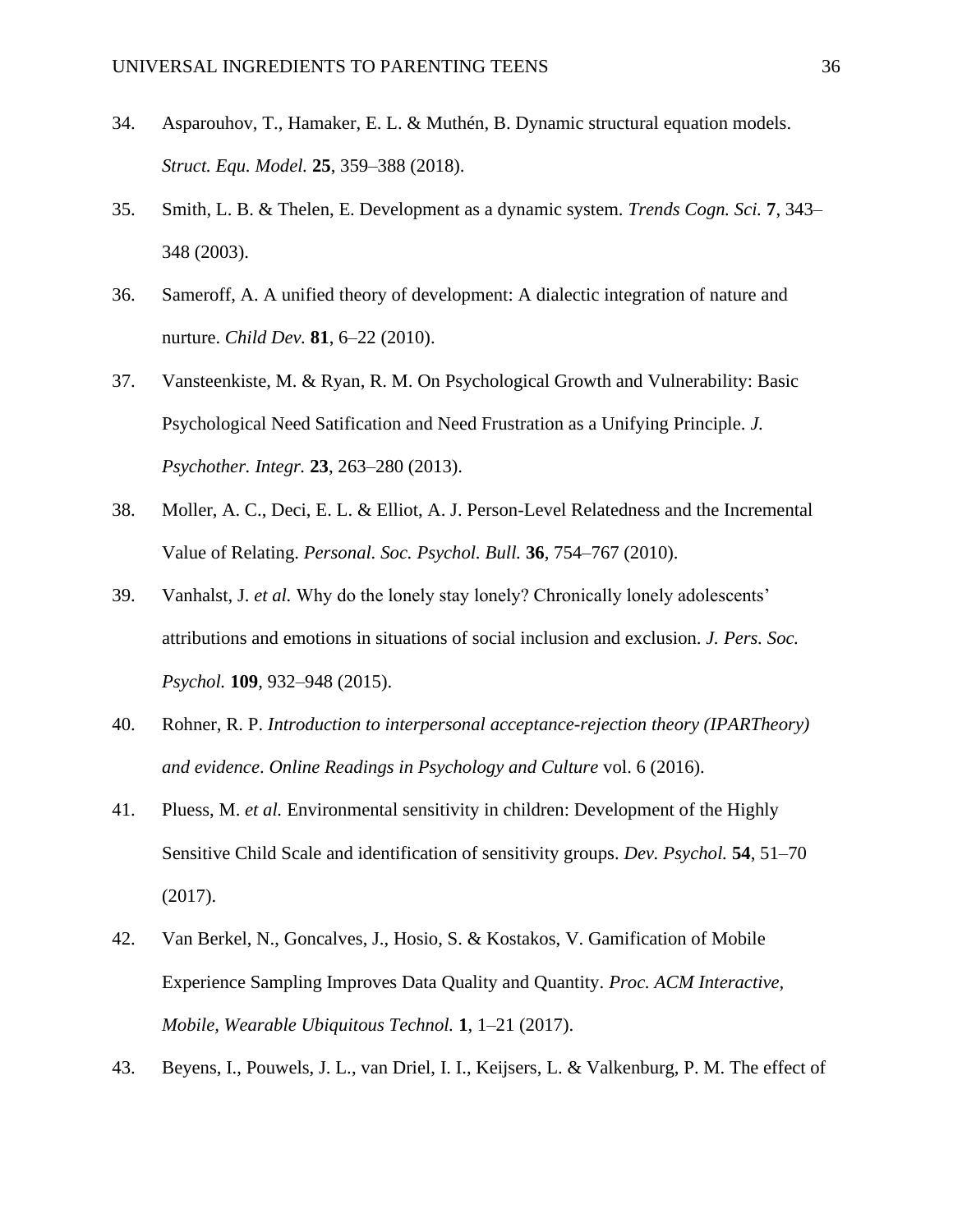34. Asparouhov, T., Hamaker, E. L. & Muthén, B. Dynamic structural equation models. *Struct. Equ. Model.* **25**, 359–388 (2018).

35. Smith, L. B. & Thelen, E. Development as a dynamic system. *Trends Cogn. Sci.* **7**, 343–348 (2003).

36. Sameroff, A. A unified theory of development: A dialectic integration of nature and nurture. *Child Dev.* **81**, 6–22 (2010).

37. Vansteenkiste, M. & Ryan, R. M. On Psychological Growth and Vulnerability: Basic Psychological Need Satification and Need Frustration as a Unifying Principle. *J. Psychother. Integr.* **23**, 263–280 (2013).

38. Moller, A. C., Deci, E. L. & Elliot, A. J. Person-Level Relatedness and the Incremental Value of Relating. *Personal. Soc. Psychol. Bull.* **36**, 754–767 (2010).

39. Vanhalst, J. *et al.* Why do the lonely stay lonely? Chronically lonely adolescents' attributions and emotions in situations of social inclusion and exclusion. *J. Pers. Soc. Psychol.* **109**, 932–948 (2015).

40. Rohner, R. P. *Introduction to interpersonal acceptance-rejection theory (IPARTheory) and evidence*. *Online Readings in Psychology and Culture* vol. 6 (2016).

41. Pluess, M. *et al.* Environmental sensitivity in children: Development of the Highly Sensitive Child Scale and identification of sensitivity groups. *Dev. Psychol.* **54**, 51–70 (2017).

42. Van Berkel, N., Goncalves, J., Hosio, S. & Kostakos, V. Gamification of Mobile Experience Sampling Improves Data Quality and Quantity. *Proc. ACM Interactive, Mobile, Wearable Ubiquitous Technol.* **1**, 1–21 (2017).

43. Beyens, I., Pouwels, J. L., van Driel, I. I., Keijsers, L. & Valkenburg, P. M. The effect of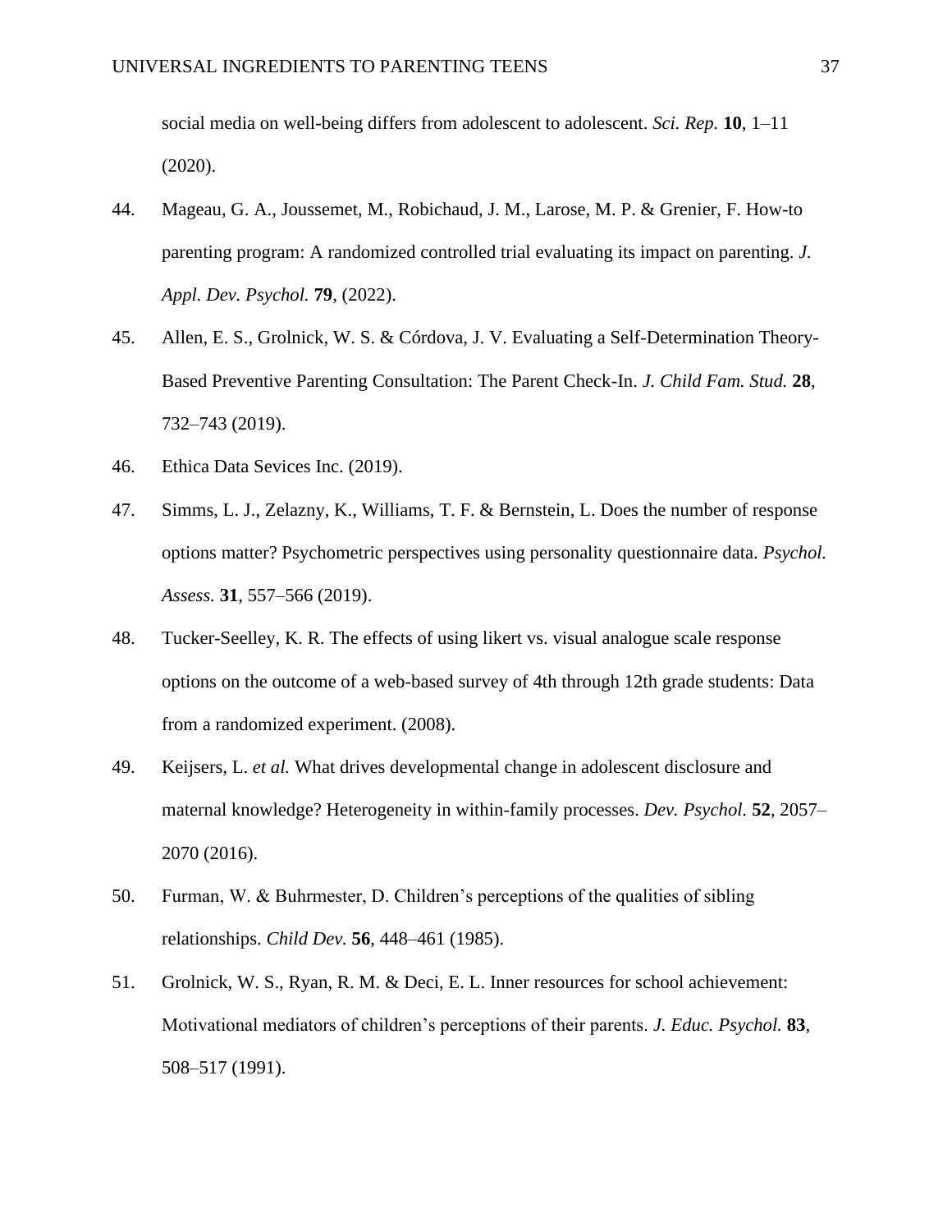social media on well-being differs from adolescent to adolescent. *Sci. Rep.* **10**, 1–11 (2020).

44. Mageau, G. A., Joussemet, M., Robichaud, J. M., Larose, M. P. & Grenier, F. How-to parenting program: A randomized controlled trial evaluating its impact on parenting. *J. Appl. Dev. Psychol.* **79**, (2022).

45. Allen, E. S., Grolnick, W. S. & Córdova, J. V. Evaluating a Self-Determination Theory-Based Preventive Parenting Consultation: The Parent Check-In. *J. Child Fam. Stud.* **28**, 732–743 (2019).

46. Ethica Data Sevices Inc. (2019).

47. Simms, L. J., Zelazny, K., Williams, T. F. & Bernstein, L. Does the number of response options matter? Psychometric perspectives using personality questionnaire data. *Psychol. Assess.* **31**, 557–566 (2019).

48. Tucker-Seelley, K. R. The effects of using likert vs. visual analogue scale response options on the outcome of a web-based survey of 4th through 12th grade students: Data from a randomized experiment. (2008).

49. Keijsers, L. *et al.* What drives developmental change in adolescent disclosure and maternal knowledge? Heterogeneity in within-family processes. *Dev. Psychol.* **52**, 2057–2070 (2016).

50. Furman, W. & Buhrmester, D. Children's perceptions of the qualities of sibling relationships. *Child Dev.* **56**, 448–461 (1985).

51. Grolnick, W. S., Ryan, R. M. & Deci, E. L. Inner resources for school achievement: Motivational mediators of children's perceptions of their parents. *J. Educ. Psychol.* **83**, 508–517 (1991).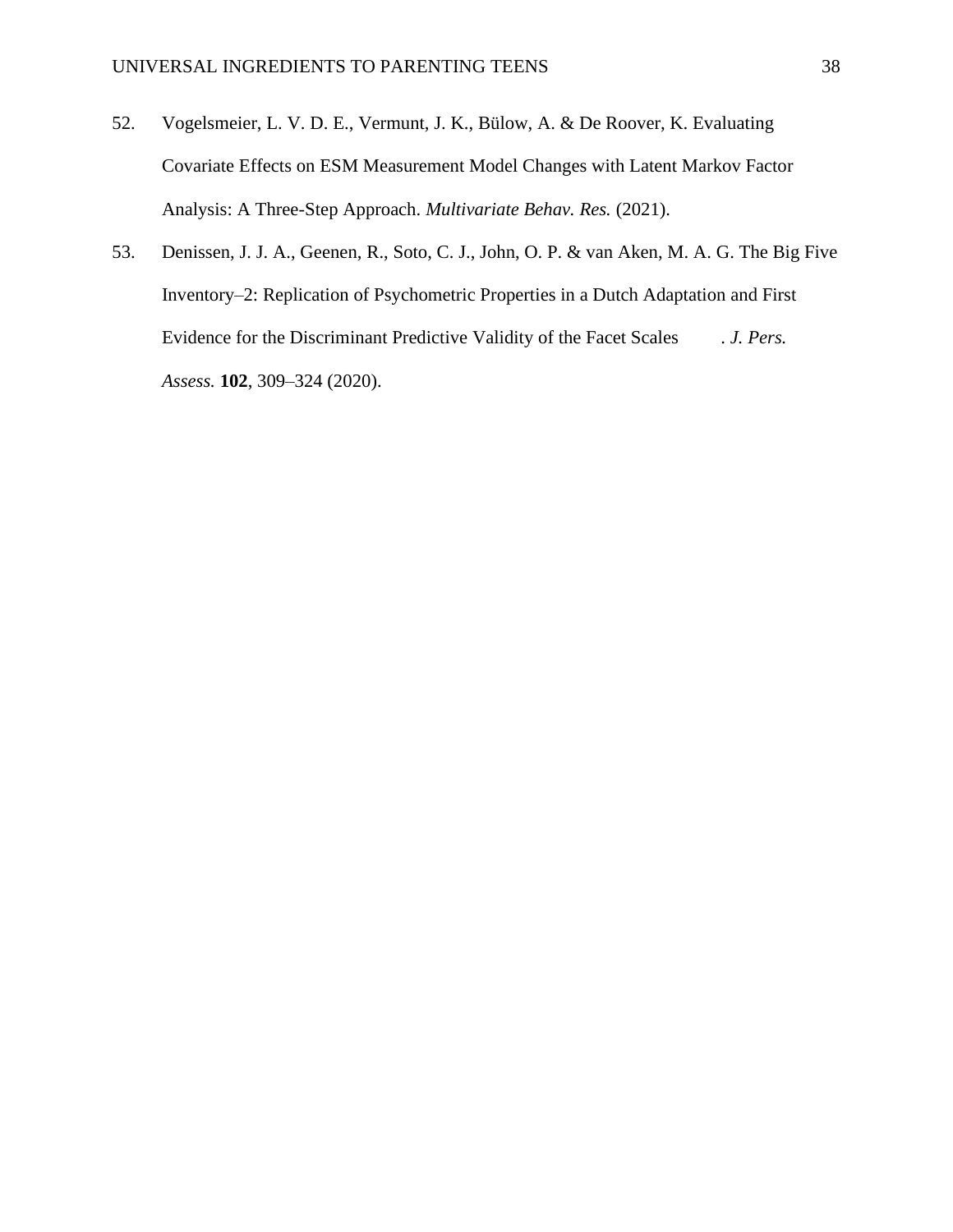52. Vogelsmeier, L. V. D. E., Vermunt, J. K., Bülow, A. & De Roover, K. Evaluating Covariate Effects on ESM Measurement Model Changes with Latent Markov Factor Analysis: A Three-Step Approach. *Multivariate Behav. Res.* (2021).

53. Denissen, J. J. A., Geenen, R., Soto, C. J., John, O. P. & van Aken, M. A. G. The Big Five Inventory–2: Replication of Psychometric Properties in a Dutch Adaptation and First Evidence for the Discriminant Predictive Validity of the Facet Scales . *J. Pers. Assess.* **102**, 309–324 (2020).